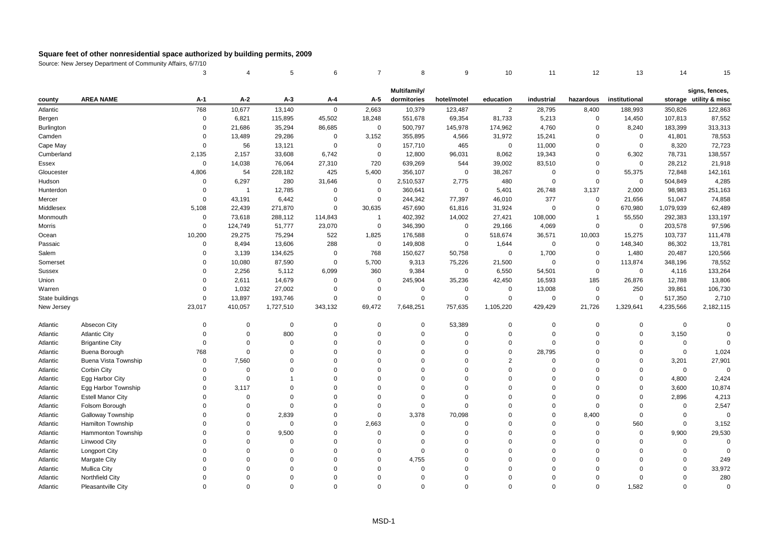# Square feet of other nonresidential space authorized by building permits, 2009

Source: New Jersey Department of Community Affairs, 6/7/10

| | | 3 | 4 | 5 | 6 | 7 | 8 | 9 | 10 | 11 | 12 | 13 | 14 | 15 |
|---|---|---|---|---|---|---|---|---|---|---|---|---|---|---|
| county | AREA NAME | A-1 | A-2 | A-3 | A-4 | A-5 | Multifamily/ dormitories | hotel/motel | education | industrial | hazardous | institutional | storage | signs, fences, utility & misc |
| Atlantic | | 768 | 10,677 | 13,140 | 0 | 2,663 | 10,379 | 123,487 | 2 | 28,795 | 8,400 | 188,993 | 350,826 | 122,863 |
| Bergen | | 0 | 6,821 | 115,895 | 45,502 | 18,248 | 551,678 | 69,354 | 81,733 | 5,213 | 0 | 14,450 | 107,813 | 87,552 |
| Burlington | | 0 | 21,686 | 35,294 | 86,685 | 0 | 500,797 | 145,978 | 174,962 | 4,760 | 0 | 8,240 | 183,399 | 313,313 |
| Camden | | 0 | 13,489 | 29,286 | 0 | 3,152 | 355,895 | 4,566 | 31,972 | 15,241 | 0 | 0 | 41,801 | 78,553 |
| Cape May | | 0 | 56 | 13,121 | 0 | 0 | 157,710 | 465 | 0 | 11,000 | 0 | 0 | 8,320 | 72,723 |
| Cumberland | | 2,135 | 2,157 | 33,608 | 6,742 | 0 | 12,800 | 96,031 | 8,062 | 19,343 | 0 | 6,302 | 78,731 | 138,557 |
| Essex | | 0 | 14,038 | 76,064 | 27,310 | 720 | 639,269 | 544 | 39,002 | 83,510 | 0 | 0 | 28,212 | 21,918 |
| Gloucester | | 4,806 | 54 | 228,182 | 425 | 5,400 | 356,107 | 0 | 38,267 | 0 | 0 | 55,375 | 72,848 | 142,161 |
| Hudson | | 0 | 6,297 | 280 | 31,646 | 0 | 2,510,537 | 2,775 | 480 | 0 | 0 | 0 | 504,849 | 4,285 |
| Hunterdon | | 0 | 1 | 12,785 | 0 | 0 | 360,641 | 0 | 5,401 | 26,748 | 3,137 | 2,000 | 98,983 | 251,163 |
| Mercer | | 0 | 43,191 | 6,442 | 0 | 0 | 244,342 | 77,397 | 46,010 | 377 | 0 | 21,656 | 51,047 | 74,858 |
| Middlesex | | 5,108 | 22,439 | 271,870 | 0 | 30,635 | 457,690 | 61,816 | 31,924 | 0 | 0 | 670,980 | 1,079,939 | 62,489 |
| Monmouth | | 0 | 73,618 | 288,112 | 114,843 | 1 | 402,392 | 14,002 | 27,421 | 108,000 | 1 | 55,550 | 292,383 | 133,197 |
| Morris | | 0 | 124,749 | 51,777 | 23,070 | 0 | 346,390 | 0 | 29,166 | 4,069 | 0 | 0 | 203,578 | 97,596 |
| Ocean | | 10,200 | 29,275 | 75,294 | 522 | 1,825 | 176,588 | 0 | 518,674 | 36,571 | 10,003 | 15,275 | 103,737 | 111,478 |
| Passaic | | 0 | 8,494 | 13,606 | 288 | 0 | 149,808 | 0 | 1,644 | 0 | 0 | 148,340 | 86,302 | 13,781 |
| Salem | | 0 | 3,139 | 134,625 | 0 | 768 | 150,627 | 50,758 | 0 | 1,700 | 0 | 1,480 | 20,487 | 120,566 |
| Somerset | | 0 | 10,080 | 87,590 | 0 | 5,700 | 9,313 | 75,226 | 21,500 | 0 | 0 | 113,874 | 348,196 | 78,552 |
| Sussex | | 0 | 2,256 | 5,112 | 6,099 | 360 | 9,384 | 0 | 6,550 | 54,501 | 0 | 0 | 4,116 | 133,264 |
| Union | | 0 | 2,611 | 14,679 | 0 | 0 | 245,904 | 35,236 | 42,450 | 16,593 | 185 | 26,876 | 12,788 | 13,806 |
| Warren | | 0 | 1,032 | 27,002 | 0 | 0 | 0 | 0 | 0 | 13,008 | 0 | 250 | 39,861 | 106,730 |
| State buildings | | 0 | 13,897 | 193,746 | 0 | 0 | 0 | 0 | 0 | 0 | 0 | 0 | 517,350 | 2,710 |
| New Jersey | | 23,017 | 410,057 | 1,727,510 | 343,132 | 69,472 | 7,648,251 | 757,635 | 1,105,220 | 429,429 | 21,726 | 1,329,641 | 4,235,566 | 2,182,115 |
| | | | | | | | | | | | | | | |
| Atlantic | Absecon City | 0 | 0 | 0 | 0 | 0 | 0 | 53,389 | 0 | 0 | 0 | 0 | 0 | 0 |
| Atlantic | Atlantic City | 0 | 0 | 800 | 0 | 0 | 0 | 0 | 0 | 0 | 0 | 0 | 3,150 | 0 |
| Atlantic | Brigantine City | 0 | 0 | 0 | 0 | 0 | 0 | 0 | 0 | 0 | 0 | 0 | 0 | 0 |
| Atlantic | Buena Borough | 768 | 0 | 0 | 0 | 0 | 0 | 0 | 0 | 28,795 | 0 | 0 | 0 | 1,024 |
| Atlantic | Buena Vista Township | 0 | 7,560 | 0 | 0 | 0 | 0 | 0 | 2 | 0 | 0 | 0 | 3,201 | 27,901 |
| Atlantic | Corbin City | 0 | 0 | 0 | 0 | 0 | 0 | 0 | 0 | 0 | 0 | 0 | 0 | 0 |
| Atlantic | Egg Harbor City | 0 | 0 | 1 | 0 | 0 | 0 | 0 | 0 | 0 | 0 | 0 | 4,800 | 2,424 |
| Atlantic | Egg Harbor Township | 0 | 3,117 | 0 | 0 | 0 | 0 | 0 | 0 | 0 | 0 | 0 | 3,600 | 10,874 |
| Atlantic | Estell Manor City | 0 | 0 | 0 | 0 | 0 | 0 | 0 | 0 | 0 | 0 | 0 | 2,896 | 4,213 |
| Atlantic | Folsom Borough | 0 | 0 | 0 | 0 | 0 | 0 | 0 | 0 | 0 | 0 | 0 | 0 | 2,547 |
| Atlantic | Galloway Township | 0 | 0 | 2,839 | 0 | 0 | 3,378 | 70,098 | 0 | 0 | 8,400 | 0 | 0 | 0 |
| Atlantic | Hamilton Township | 0 | 0 | 0 | 0 | 2,663 | 0 | 0 | 0 | 0 | 0 | 560 | 0 | 3,152 |
| Atlantic | Hammonton Township | 0 | 0 | 9,500 | 0 | 0 | 0 | 0 | 0 | 0 | 0 | 0 | 9,900 | 29,530 |
| Atlantic | Linwood City | 0 | 0 | 0 | 0 | 0 | 0 | 0 | 0 | 0 | 0 | 0 | 0 | 0 |
| Atlantic | Longport City | 0 | 0 | 0 | 0 | 0 | 0 | 0 | 0 | 0 | 0 | 0 | 0 | 0 |
| Atlantic | Margate City | 0 | 0 | 0 | 0 | 0 | 4,755 | 0 | 0 | 0 | 0 | 0 | 0 | 249 |
| Atlantic | Mullica City | 0 | 0 | 0 | 0 | 0 | 0 | 0 | 0 | 0 | 0 | 0 | 0 | 33,972 |
| Atlantic | Northfield City | 0 | 0 | 0 | 0 | 0 | 0 | 0 | 0 | 0 | 0 | 0 | 0 | 280 |
| Atlantic | Pleasantville City | 0 | 0 | 0 | 0 | 0 | 0 | 0 | 0 | 0 | 0 | 1,582 | 0 | 0 |

MSD-1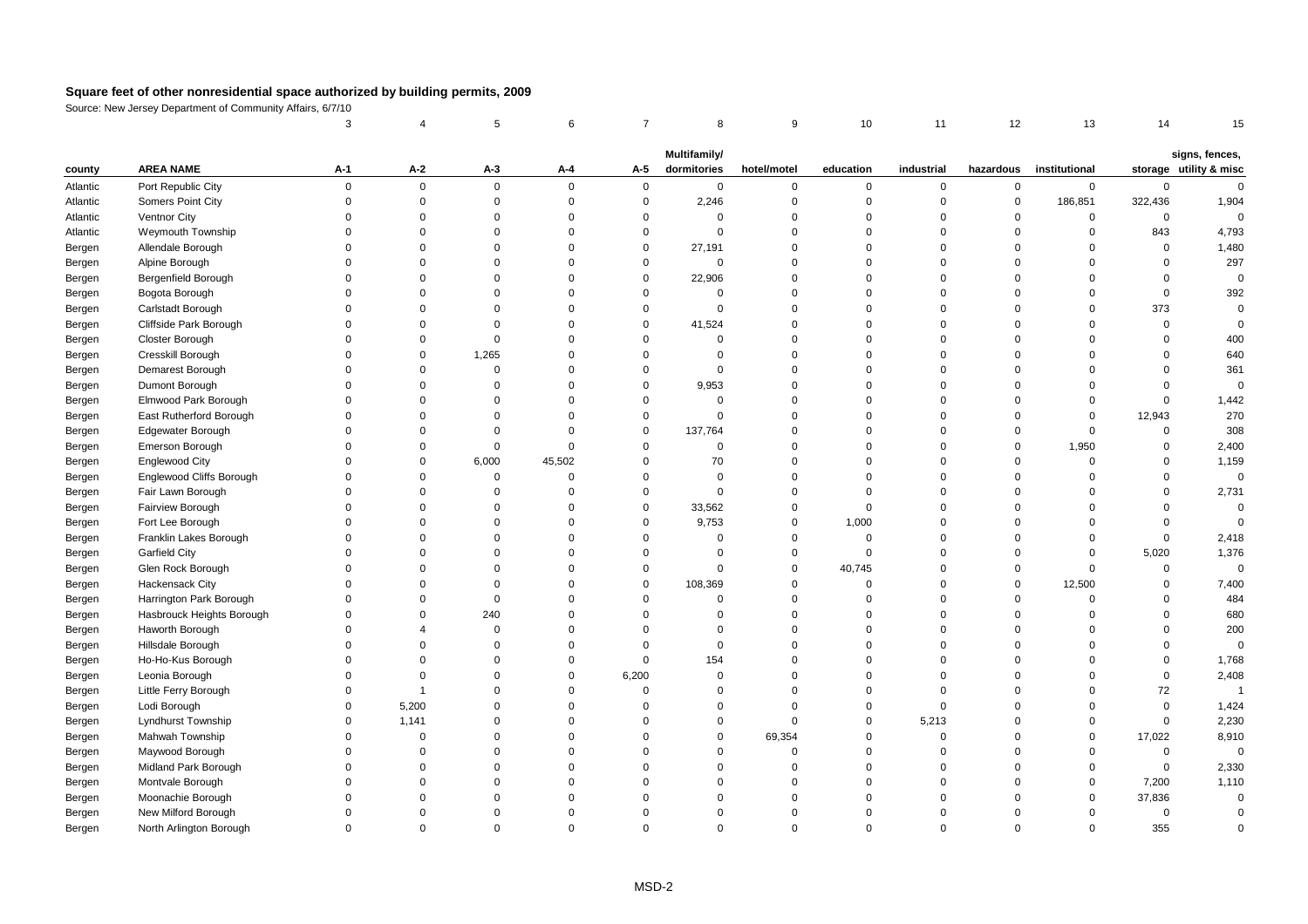**Square feet of other nonresidential space authorized by building permits, 2009**

Source: New Jersey Department of Community Affairs, 6/7/10

| | | 3 | 4 | 5 | 6 | 7 | 8 | 9 | 10 | 11 | 12 | 13 | 14 | 15 |
|---|---|---|---|---|---|---|---|---|---|---|---|---|---|---|
| county | AREA NAME | A-1 | A-2 | A-3 | A-4 | A-5 | Multifamily/ dormitories | hotel/motel | education | industrial | hazardous | institutional | storage | signs, fences, utility & misc |
| Atlantic | Port Republic City | 0 | 0 | 0 | 0 | 0 | 0 | 0 | 0 | 0 | 0 | 0 | 0 | 0 |
| Atlantic | Somers Point City | 0 | 0 | 0 | 0 | 0 | 2,246 | 0 | 0 | 0 | 0 | 186,851 | 322,436 | 1,904 |
| Atlantic | Ventnor City | 0 | 0 | 0 | 0 | 0 | 0 | 0 | 0 | 0 | 0 | 0 | 0 | 0 |
| Atlantic | Weymouth Township | 0 | 0 | 0 | 0 | 0 | 0 | 0 | 0 | 0 | 0 | 0 | 843 | 4,793 |
| Bergen | Allendale Borough | 0 | 0 | 0 | 0 | 0 | 27,191 | 0 | 0 | 0 | 0 | 0 | 0 | 1,480 |
| Bergen | Alpine Borough | 0 | 0 | 0 | 0 | 0 | 0 | 0 | 0 | 0 | 0 | 0 | 0 | 297 |
| Bergen | Bergenfield Borough | 0 | 0 | 0 | 0 | 0 | 22,906 | 0 | 0 | 0 | 0 | 0 | 0 | 0 |
| Bergen | Bogota Borough | 0 | 0 | 0 | 0 | 0 | 0 | 0 | 0 | 0 | 0 | 0 | 0 | 392 |
| Bergen | Carlstadt Borough | 0 | 0 | 0 | 0 | 0 | 0 | 0 | 0 | 0 | 0 | 0 | 373 | 0 |
| Bergen | Cliffside Park Borough | 0 | 0 | 0 | 0 | 0 | 41,524 | 0 | 0 | 0 | 0 | 0 | 0 | 0 |
| Bergen | Closter Borough | 0 | 0 | 0 | 0 | 0 | 0 | 0 | 0 | 0 | 0 | 0 | 0 | 400 |
| Bergen | Cresskill Borough | 0 | 0 | 1,265 | 0 | 0 | 0 | 0 | 0 | 0 | 0 | 0 | 0 | 640 |
| Bergen | Demarest Borough | 0 | 0 | 0 | 0 | 0 | 0 | 0 | 0 | 0 | 0 | 0 | 0 | 361 |
| Bergen | Dumont Borough | 0 | 0 | 0 | 0 | 0 | 9,953 | 0 | 0 | 0 | 0 | 0 | 0 | 0 |
| Bergen | Elmwood Park Borough | 0 | 0 | 0 | 0 | 0 | 0 | 0 | 0 | 0 | 0 | 0 | 0 | 1,442 |
| Bergen | East Rutherford Borough | 0 | 0 | 0 | 0 | 0 | 0 | 0 | 0 | 0 | 0 | 0 | 12,943 | 270 |
| Bergen | Edgewater Borough | 0 | 0 | 0 | 0 | 0 | 137,764 | 0 | 0 | 0 | 0 | 0 | 0 | 308 |
| Bergen | Emerson Borough | 0 | 0 | 0 | 0 | 0 | 0 | 0 | 0 | 0 | 0 | 1,950 | 0 | 2,400 |
| Bergen | Englewood City | 0 | 0 | 6,000 | 45,502 | 0 | 70 | 0 | 0 | 0 | 0 | 0 | 0 | 1,159 |
| Bergen | Englewood Cliffs Borough | 0 | 0 | 0 | 0 | 0 | 0 | 0 | 0 | 0 | 0 | 0 | 0 | 0 |
| Bergen | Fair Lawn Borough | 0 | 0 | 0 | 0 | 0 | 0 | 0 | 0 | 0 | 0 | 0 | 0 | 2,731 |
| Bergen | Fairview Borough | 0 | 0 | 0 | 0 | 0 | 33,562 | 0 | 0 | 0 | 0 | 0 | 0 | 0 |
| Bergen | Fort Lee Borough | 0 | 0 | 0 | 0 | 0 | 9,753 | 0 | 1,000 | 0 | 0 | 0 | 0 | 0 |
| Bergen | Franklin Lakes Borough | 0 | 0 | 0 | 0 | 0 | 0 | 0 | 0 | 0 | 0 | 0 | 0 | 2,418 |
| Bergen | Garfield City | 0 | 0 | 0 | 0 | 0 | 0 | 0 | 0 | 0 | 0 | 0 | 5,020 | 1,376 |
| Bergen | Glen Rock Borough | 0 | 0 | 0 | 0 | 0 | 0 | 0 | 40,745 | 0 | 0 | 0 | 0 | 0 |
| Bergen | Hackensack City | 0 | 0 | 0 | 0 | 0 | 108,369 | 0 | 0 | 0 | 0 | 12,500 | 0 | 7,400 |
| Bergen | Harrington Park Borough | 0 | 0 | 0 | 0 | 0 | 0 | 0 | 0 | 0 | 0 | 0 | 0 | 484 |
| Bergen | Hasbrouck Heights Borough | 0 | 0 | 240 | 0 | 0 | 0 | 0 | 0 | 0 | 0 | 0 | 0 | 680 |
| Bergen | Haworth Borough | 0 | 4 | 0 | 0 | 0 | 0 | 0 | 0 | 0 | 0 | 0 | 0 | 200 |
| Bergen | Hillsdale Borough | 0 | 0 | 0 | 0 | 0 | 0 | 0 | 0 | 0 | 0 | 0 | 0 | 0 |
| Bergen | Ho-Ho-Kus Borough | 0 | 0 | 0 | 0 | 0 | 154 | 0 | 0 | 0 | 0 | 0 | 0 | 1,768 |
| Bergen | Leonia Borough | 0 | 0 | 0 | 0 | 6,200 | 0 | 0 | 0 | 0 | 0 | 0 | 0 | 2,408 |
| Bergen | Little Ferry Borough | 0 | 1 | 0 | 0 | 0 | 0 | 0 | 0 | 0 | 0 | 0 | 72 | 1 |
| Bergen | Lodi Borough | 0 | 5,200 | 0 | 0 | 0 | 0 | 0 | 0 | 0 | 0 | 0 | 0 | 1,424 |
| Bergen | Lyndhurst Township | 0 | 1,141 | 0 | 0 | 0 | 0 | 0 | 0 | 5,213 | 0 | 0 | 0 | 2,230 |
| Bergen | Mahwah Township | 0 | 0 | 0 | 0 | 0 | 0 | 69,354 | 0 | 0 | 0 | 0 | 17,022 | 8,910 |
| Bergen | Maywood Borough | 0 | 0 | 0 | 0 | 0 | 0 | 0 | 0 | 0 | 0 | 0 | 0 | 0 |
| Bergen | Midland Park Borough | 0 | 0 | 0 | 0 | 0 | 0 | 0 | 0 | 0 | 0 | 0 | 0 | 2,330 |
| Bergen | Montvale Borough | 0 | 0 | 0 | 0 | 0 | 0 | 0 | 0 | 0 | 0 | 0 | 7,200 | 1,110 |
| Bergen | Moonachie Borough | 0 | 0 | 0 | 0 | 0 | 0 | 0 | 0 | 0 | 0 | 0 | 37,836 | 0 |
| Bergen | New Milford Borough | 0 | 0 | 0 | 0 | 0 | 0 | 0 | 0 | 0 | 0 | 0 | 0 | 0 |
| Bergen | North Arlington Borough | 0 | 0 | 0 | 0 | 0 | 0 | 0 | 0 | 0 | 0 | 0 | 355 | 0 |

MSD-2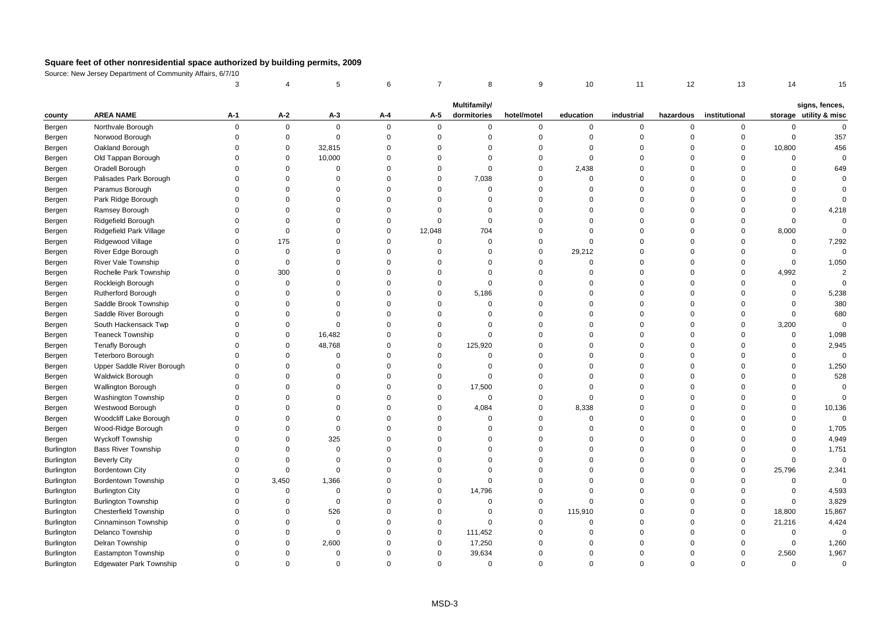**Square feet of other nonresidential space authorized by building permits, 2009**

Source: New Jersey Department of Community Affairs, 6/7/10

| | | 3 | 4 | 5 | 6 | 7 | 8 | 9 | 10 | 11 | 12 | 13 | 14 | 15 |
|---|---|---|---|---|---|---|---|---|---|---|---|---|---|---|
| county | AREA NAME | A-1 | A-2 | A-3 | A-4 | A-5 | Multifamily/ dormitories | hotel/motel | education | industrial | hazardous | institutional | storage | signs, fences, utility & misc |
| Bergen | Northvale Borough | 0 | 0 | 0 | 0 | 0 | 0 | 0 | 0 | 0 | 0 | 0 | 0 | 0 |
| Bergen | Norwood Borough | 0 | 0 | 0 | 0 | 0 | 0 | 0 | 0 | 0 | 0 | 0 | 0 | 357 |
| Bergen | Oakland Borough | 0 | 0 | 32,815 | 0 | 0 | 0 | 0 | 0 | 0 | 0 | 0 | 10,800 | 456 |
| Bergen | Old Tappan Borough | 0 | 0 | 10,000 | 0 | 0 | 0 | 0 | 0 | 0 | 0 | 0 | 0 | 0 |
| Bergen | Oradell Borough | 0 | 0 | 0 | 0 | 0 | 0 | 0 | 2,438 | 0 | 0 | 0 | 0 | 649 |
| Bergen | Palisades Park Borough | 0 | 0 | 0 | 0 | 0 | 7,038 | 0 | 0 | 0 | 0 | 0 | 0 | 0 |
| Bergen | Paramus Borough | 0 | 0 | 0 | 0 | 0 | 0 | 0 | 0 | 0 | 0 | 0 | 0 | 0 |
| Bergen | Park Ridge Borough | 0 | 0 | 0 | 0 | 0 | 0 | 0 | 0 | 0 | 0 | 0 | 0 | 0 |
| Bergen | Ramsey Borough | 0 | 0 | 0 | 0 | 0 | 0 | 0 | 0 | 0 | 0 | 0 | 0 | 4,218 |
| Bergen | Ridgefield Borough | 0 | 0 | 0 | 0 | 0 | 0 | 0 | 0 | 0 | 0 | 0 | 0 | 0 |
| Bergen | Ridgefield Park Village | 0 | 0 | 0 | 0 | 12,048 | 704 | 0 | 0 | 0 | 0 | 0 | 8,000 | 0 |
| Bergen | Ridgewood Village | 0 | 175 | 0 | 0 | 0 | 0 | 0 | 0 | 0 | 0 | 0 | 0 | 7,292 |
| Bergen | River Edge Borough | 0 | 0 | 0 | 0 | 0 | 0 | 0 | 29,212 | 0 | 0 | 0 | 0 | 0 |
| Bergen | River Vale Township | 0 | 0 | 0 | 0 | 0 | 0 | 0 | 0 | 0 | 0 | 0 | 0 | 1,050 |
| Bergen | Rochelle Park Township | 0 | 300 | 0 | 0 | 0 | 0 | 0 | 0 | 0 | 0 | 0 | 4,992 | 2 |
| Bergen | Rockleigh Borough | 0 | 0 | 0 | 0 | 0 | 0 | 0 | 0 | 0 | 0 | 0 | 0 | 0 |
| Bergen | Rutherford Borough | 0 | 0 | 0 | 0 | 0 | 5,186 | 0 | 0 | 0 | 0 | 0 | 0 | 5,238 |
| Bergen | Saddle Brook Township | 0 | 0 | 0 | 0 | 0 | 0 | 0 | 0 | 0 | 0 | 0 | 0 | 380 |
| Bergen | Saddle River Borough | 0 | 0 | 0 | 0 | 0 | 0 | 0 | 0 | 0 | 0 | 0 | 0 | 680 |
| Bergen | South Hackensack Twp | 0 | 0 | 0 | 0 | 0 | 0 | 0 | 0 | 0 | 0 | 0 | 3,200 | 0 |
| Bergen | Teaneck Township | 0 | 0 | 16,482 | 0 | 0 | 0 | 0 | 0 | 0 | 0 | 0 | 0 | 1,098 |
| Bergen | Tenafly Borough | 0 | 0 | 48,768 | 0 | 0 | 125,920 | 0 | 0 | 0 | 0 | 0 | 0 | 2,945 |
| Bergen | Teterboro Borough | 0 | 0 | 0 | 0 | 0 | 0 | 0 | 0 | 0 | 0 | 0 | 0 | 0 |
| Bergen | Upper Saddle River Borough | 0 | 0 | 0 | 0 | 0 | 0 | 0 | 0 | 0 | 0 | 0 | 0 | 1,250 |
| Bergen | Waldwick Borough | 0 | 0 | 0 | 0 | 0 | 0 | 0 | 0 | 0 | 0 | 0 | 0 | 528 |
| Bergen | Wallington Borough | 0 | 0 | 0 | 0 | 0 | 17,500 | 0 | 0 | 0 | 0 | 0 | 0 | 0 |
| Bergen | Washington Township | 0 | 0 | 0 | 0 | 0 | 0 | 0 | 0 | 0 | 0 | 0 | 0 | 0 |
| Bergen | Westwood Borough | 0 | 0 | 0 | 0 | 0 | 4,084 | 0 | 8,338 | 0 | 0 | 0 | 0 | 10,136 |
| Bergen | Woodcliff Lake Borough | 0 | 0 | 0 | 0 | 0 | 0 | 0 | 0 | 0 | 0 | 0 | 0 | 0 |
| Bergen | Wood-Ridge Borough | 0 | 0 | 0 | 0 | 0 | 0 | 0 | 0 | 0 | 0 | 0 | 0 | 1,705 |
| Bergen | Wyckoff Township | 0 | 0 | 325 | 0 | 0 | 0 | 0 | 0 | 0 | 0 | 0 | 0 | 4,949 |
| Burlington | Bass River Township | 0 | 0 | 0 | 0 | 0 | 0 | 0 | 0 | 0 | 0 | 0 | 0 | 1,751 |
| Burlington | Beverly City | 0 | 0 | 0 | 0 | 0 | 0 | 0 | 0 | 0 | 0 | 0 | 0 | 0 |
| Burlington | Bordentown City | 0 | 0 | 0 | 0 | 0 | 0 | 0 | 0 | 0 | 0 | 0 | 25,796 | 2,341 |
| Burlington | Bordentown Township | 0 | 3,450 | 1,366 | 0 | 0 | 0 | 0 | 0 | 0 | 0 | 0 | 0 | 0 |
| Burlington | Burlington City | 0 | 0 | 0 | 0 | 0 | 14,796 | 0 | 0 | 0 | 0 | 0 | 0 | 4,593 |
| Burlington | Burlington Township | 0 | 0 | 0 | 0 | 0 | 0 | 0 | 0 | 0 | 0 | 0 | 0 | 3,829 |
| Burlington | Chesterfield Township | 0 | 0 | 526 | 0 | 0 | 0 | 0 | 115,910 | 0 | 0 | 0 | 18,800 | 15,867 |
| Burlington | Cinnaminson Township | 0 | 0 | 0 | 0 | 0 | 0 | 0 | 0 | 0 | 0 | 0 | 21,216 | 4,424 |
| Burlington | Delanco Township | 0 | 0 | 0 | 0 | 0 | 111,452 | 0 | 0 | 0 | 0 | 0 | 0 | 0 |
| Burlington | Delran Township | 0 | 0 | 2,600 | 0 | 0 | 17,250 | 0 | 0 | 0 | 0 | 0 | 0 | 1,260 |
| Burlington | Eastampton Township | 0 | 0 | 0 | 0 | 0 | 39,634 | 0 | 0 | 0 | 0 | 0 | 2,560 | 1,967 |
| Burlington | Edgewater Park Township | 0 | 0 | 0 | 0 | 0 | 0 | 0 | 0 | 0 | 0 | 0 | 0 | 0 |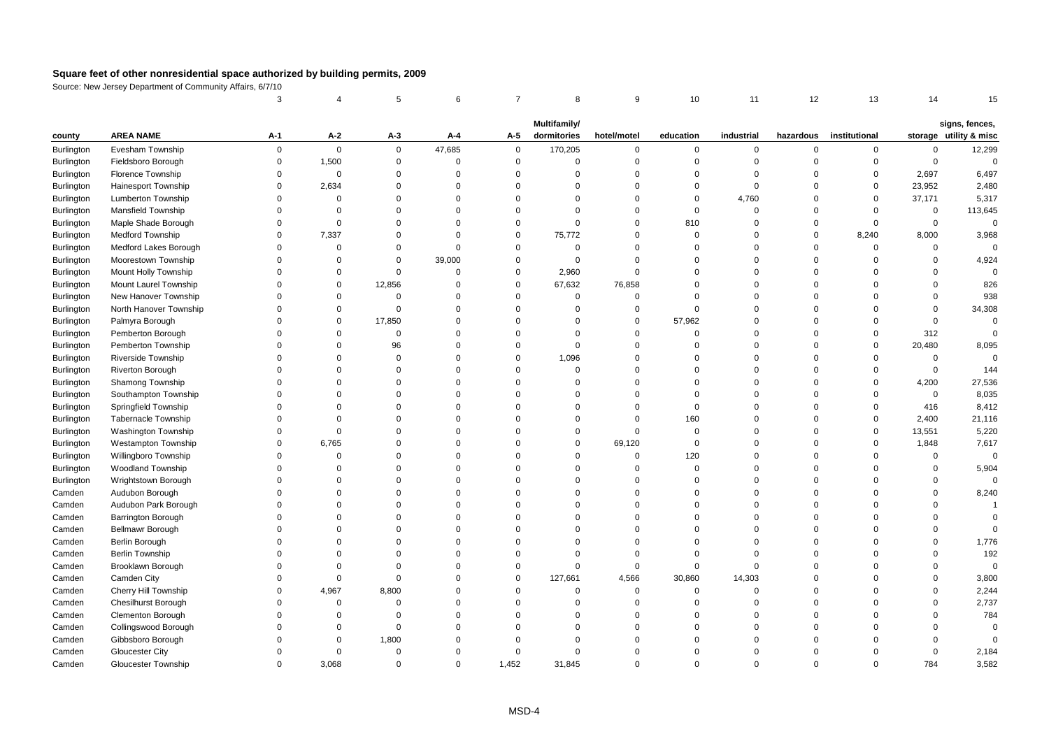# Square feet of other nonresidential space authorized by building permits, 2009

Source: New Jersey Department of Community Affairs, 6/7/10

| | | 3 | 4 | 5 | 6 | 7 | 8 | 9 | 10 | 11 | 12 | 13 | 14 | 15 |
|---|---|---|---|---|---|---|---|---|---|---|---|---|---|---|
| county | AREA NAME | A-1 | A-2 | A-3 | A-4 | A-5 | Multifamily/ dormitories | hotel/motel | education | industrial | hazardous | institutional | storage | signs, fences, utility & misc |
| Burlington | Evesham Township | 0 | 0 | 0 | 47,685 | 0 | 170,205 | 0 | 0 | 0 | 0 | 0 | 0 | 12,299 |
| Burlington | Fieldsboro Borough | 0 | 1,500 | 0 | 0 | 0 | 0 | 0 | 0 | 0 | 0 | 0 | 0 | 0 |
| Burlington | Florence Township | 0 | 0 | 0 | 0 | 0 | 0 | 0 | 0 | 0 | 0 | 0 | 2,697 | 6,497 |
| Burlington | Hainesport Township | 0 | 2,634 | 0 | 0 | 0 | 0 | 0 | 0 | 0 | 0 | 0 | 23,952 | 2,480 |
| Burlington | Lumberton Township | 0 | 0 | 0 | 0 | 0 | 0 | 0 | 0 | 4,760 | 0 | 0 | 37,171 | 5,317 |
| Burlington | Mansfield Township | 0 | 0 | 0 | 0 | 0 | 0 | 0 | 0 | 0 | 0 | 0 | 0 | 113,645 |
| Burlington | Maple Shade Borough | 0 | 0 | 0 | 0 | 0 | 0 | 0 | 810 | 0 | 0 | 0 | 0 | 0 |
| Burlington | Medford Township | 0 | 7,337 | 0 | 0 | 0 | 75,772 | 0 | 0 | 0 | 0 | 8,240 | 8,000 | 3,968 |
| Burlington | Medford Lakes Borough | 0 | 0 | 0 | 0 | 0 | 0 | 0 | 0 | 0 | 0 | 0 | 0 | 0 |
| Burlington | Moorestown Township | 0 | 0 | 0 | 39,000 | 0 | 0 | 0 | 0 | 0 | 0 | 0 | 0 | 4,924 |
| Burlington | Mount Holly Township | 0 | 0 | 0 | 0 | 0 | 2,960 | 0 | 0 | 0 | 0 | 0 | 0 | 0 |
| Burlington | Mount Laurel Township | 0 | 0 | 12,856 | 0 | 0 | 67,632 | 76,858 | 0 | 0 | 0 | 0 | 0 | 826 |
| Burlington | New Hanover Township | 0 | 0 | 0 | 0 | 0 | 0 | 0 | 0 | 0 | 0 | 0 | 0 | 938 |
| Burlington | North Hanover Township | 0 | 0 | 0 | 0 | 0 | 0 | 0 | 0 | 0 | 0 | 0 | 0 | 34,308 |
| Burlington | Palmyra Borough | 0 | 0 | 17,850 | 0 | 0 | 0 | 0 | 57,962 | 0 | 0 | 0 | 0 | 0 |
| Burlington | Pemberton Borough | 0 | 0 | 0 | 0 | 0 | 0 | 0 | 0 | 0 | 0 | 0 | 312 | 0 |
| Burlington | Pemberton Township | 0 | 0 | 96 | 0 | 0 | 0 | 0 | 0 | 0 | 0 | 0 | 20,480 | 8,095 |
| Burlington | Riverside Township | 0 | 0 | 0 | 0 | 0 | 1,096 | 0 | 0 | 0 | 0 | 0 | 0 | 0 |
| Burlington | Riverton Borough | 0 | 0 | 0 | 0 | 0 | 0 | 0 | 0 | 0 | 0 | 0 | 0 | 144 |
| Burlington | Shamong Township | 0 | 0 | 0 | 0 | 0 | 0 | 0 | 0 | 0 | 0 | 0 | 4,200 | 27,536 |
| Burlington | Southampton Township | 0 | 0 | 0 | 0 | 0 | 0 | 0 | 0 | 0 | 0 | 0 | 0 | 8,035 |
| Burlington | Springfield Township | 0 | 0 | 0 | 0 | 0 | 0 | 0 | 0 | 0 | 0 | 0 | 416 | 8,412 |
| Burlington | Tabernacle Township | 0 | 0 | 0 | 0 | 0 | 0 | 0 | 160 | 0 | 0 | 0 | 2,400 | 21,116 |
| Burlington | Washington Township | 0 | 0 | 0 | 0 | 0 | 0 | 0 | 0 | 0 | 0 | 0 | 13,551 | 5,220 |
| Burlington | Westampton Township | 0 | 6,765 | 0 | 0 | 0 | 0 | 69,120 | 0 | 0 | 0 | 0 | 1,848 | 7,617 |
| Burlington | Willingboro Township | 0 | 0 | 0 | 0 | 0 | 0 | 0 | 120 | 0 | 0 | 0 | 0 | 0 |
| Burlington | Woodland Township | 0 | 0 | 0 | 0 | 0 | 0 | 0 | 0 | 0 | 0 | 0 | 0 | 5,904 |
| Burlington | Wrightstown Borough | 0 | 0 | 0 | 0 | 0 | 0 | 0 | 0 | 0 | 0 | 0 | 0 | 0 |
| Camden | Audubon Borough | 0 | 0 | 0 | 0 | 0 | 0 | 0 | 0 | 0 | 0 | 0 | 0 | 8,240 |
| Camden | Audubon Park Borough | 0 | 0 | 0 | 0 | 0 | 0 | 0 | 0 | 0 | 0 | 0 | 0 | 1 |
| Camden | Barrington Borough | 0 | 0 | 0 | 0 | 0 | 0 | 0 | 0 | 0 | 0 | 0 | 0 | 0 |
| Camden | Bellmawr Borough | 0 | 0 | 0 | 0 | 0 | 0 | 0 | 0 | 0 | 0 | 0 | 0 | 0 |
| Camden | Berlin Borough | 0 | 0 | 0 | 0 | 0 | 0 | 0 | 0 | 0 | 0 | 0 | 0 | 1,776 |
| Camden | Berlin Township | 0 | 0 | 0 | 0 | 0 | 0 | 0 | 0 | 0 | 0 | 0 | 0 | 192 |
| Camden | Brooklawn Borough | 0 | 0 | 0 | 0 | 0 | 0 | 0 | 0 | 0 | 0 | 0 | 0 | 0 |
| Camden | Camden City | 0 | 0 | 0 | 0 | 0 | 127,661 | 4,566 | 30,860 | 14,303 | 0 | 0 | 0 | 3,800 |
| Camden | Cherry Hill Township | 0 | 4,967 | 8,800 | 0 | 0 | 0 | 0 | 0 | 0 | 0 | 0 | 0 | 2,244 |
| Camden | Chesilhurst Borough | 0 | 0 | 0 | 0 | 0 | 0 | 0 | 0 | 0 | 0 | 0 | 0 | 2,737 |
| Camden | Clementon Borough | 0 | 0 | 0 | 0 | 0 | 0 | 0 | 0 | 0 | 0 | 0 | 0 | 784 |
| Camden | Collingswood Borough | 0 | 0 | 0 | 0 | 0 | 0 | 0 | 0 | 0 | 0 | 0 | 0 | 0 |
| Camden | Gibbsboro Borough | 0 | 0 | 1,800 | 0 | 0 | 0 | 0 | 0 | 0 | 0 | 0 | 0 | 0 |
| Camden | Gloucester City | 0 | 0 | 0 | 0 | 0 | 0 | 0 | 0 | 0 | 0 | 0 | 0 | 2,184 |
| Camden | Gloucester Township | 0 | 3,068 | 0 | 0 | 1,452 | 31,845 | 0 | 0 | 0 | 0 | 0 | 784 | 3,582 |

MSD-4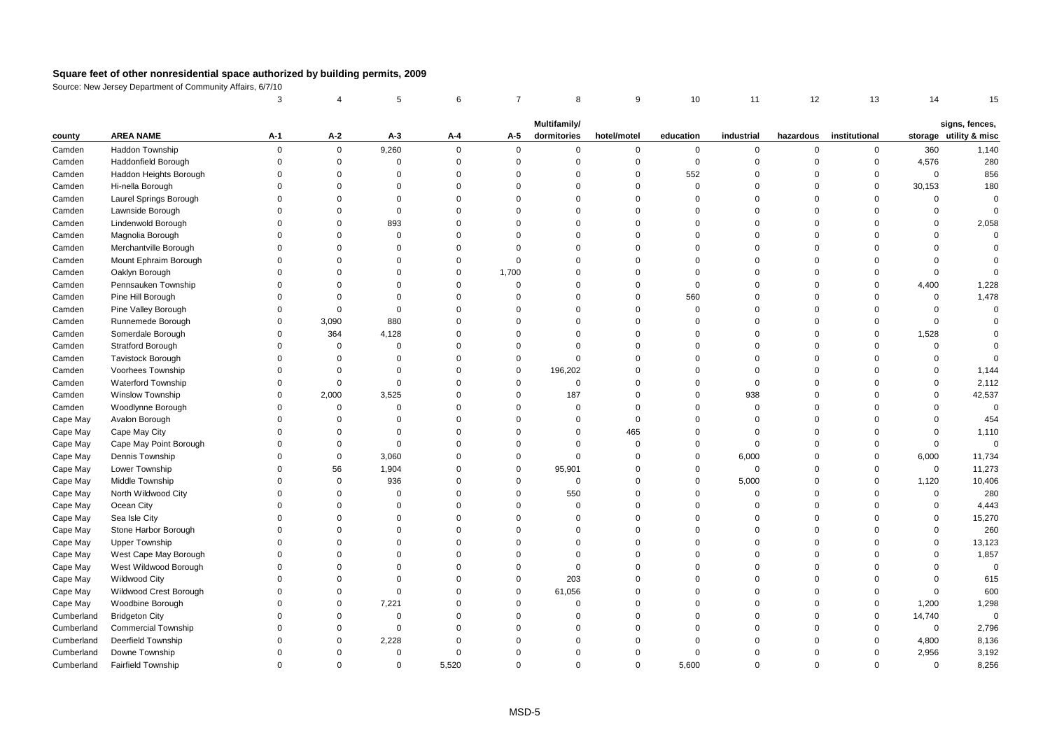# Square feet of other nonresidential space authorized by building permits, 2009

Source: New Jersey Department of Community Affairs, 6/7/10

| | | 3 | 4 | 5 | 6 | 7 | 8 | 9 | 10 | 11 | 12 | 13 | 14 | 15 |
|---|---|---|---|---|---|---|---|---|---|---|---|---|---|---|
| county | AREA NAME | A-1 | A-2 | A-3 | A-4 | A-5 | Multifamily/ dormitories | hotel/motel | education | industrial | hazardous | institutional | storage | signs, fences, utility & misc |
| Camden | Haddon Township | 0 | 0 | 9,260 | 0 | 0 | 0 | 0 | 0 | 0 | 0 | 0 | 360 | 1,140 |
| Camden | Haddonfield Borough | 0 | 0 | 0 | 0 | 0 | 0 | 0 | 0 | 0 | 0 | 0 | 4,576 | 280 |
| Camden | Haddon Heights Borough | 0 | 0 | 0 | 0 | 0 | 0 | 0 | 552 | 0 | 0 | 0 | 0 | 856 |
| Camden | Hi-nella Borough | 0 | 0 | 0 | 0 | 0 | 0 | 0 | 0 | 0 | 0 | 0 | 30,153 | 180 |
| Camden | Laurel Springs Borough | 0 | 0 | 0 | 0 | 0 | 0 | 0 | 0 | 0 | 0 | 0 | 0 | 0 |
| Camden | Lawnside Borough | 0 | 0 | 0 | 0 | 0 | 0 | 0 | 0 | 0 | 0 | 0 | 0 | 0 |
| Camden | Lindenwold Borough | 0 | 0 | 893 | 0 | 0 | 0 | 0 | 0 | 0 | 0 | 0 | 0 | 2,058 |
| Camden | Magnolia Borough | 0 | 0 | 0 | 0 | 0 | 0 | 0 | 0 | 0 | 0 | 0 | 0 | 0 |
| Camden | Merchantville Borough | 0 | 0 | 0 | 0 | 0 | 0 | 0 | 0 | 0 | 0 | 0 | 0 | 0 |
| Camden | Mount Ephraim Borough | 0 | 0 | 0 | 0 | 0 | 0 | 0 | 0 | 0 | 0 | 0 | 0 | 0 |
| Camden | Oaklyn Borough | 0 | 0 | 0 | 0 | 1,700 | 0 | 0 | 0 | 0 | 0 | 0 | 0 | 0 |
| Camden | Pennsauken Township | 0 | 0 | 0 | 0 | 0 | 0 | 0 | 0 | 0 | 0 | 0 | 4,400 | 1,228 |
| Camden | Pine Hill Borough | 0 | 0 | 0 | 0 | 0 | 0 | 0 | 560 | 0 | 0 | 0 | 0 | 1,478 |
| Camden | Pine Valley Borough | 0 | 0 | 0 | 0 | 0 | 0 | 0 | 0 | 0 | 0 | 0 | 0 | 0 |
| Camden | Runnemede Borough | 0 | 3,090 | 880 | 0 | 0 | 0 | 0 | 0 | 0 | 0 | 0 | 0 | 0 |
| Camden | Somerdale Borough | 0 | 364 | 4,128 | 0 | 0 | 0 | 0 | 0 | 0 | 0 | 0 | 1,528 | 0 |
| Camden | Stratford Borough | 0 | 0 | 0 | 0 | 0 | 0 | 0 | 0 | 0 | 0 | 0 | 0 | 0 |
| Camden | Tavistock Borough | 0 | 0 | 0 | 0 | 0 | 0 | 0 | 0 | 0 | 0 | 0 | 0 | 0 |
| Camden | Voorhees Township | 0 | 0 | 0 | 0 | 0 | 196,202 | 0 | 0 | 0 | 0 | 0 | 0 | 1,144 |
| Camden | Waterford Township | 0 | 0 | 0 | 0 | 0 | 0 | 0 | 0 | 0 | 0 | 0 | 0 | 2,112 |
| Camden | Winslow Township | 0 | 2,000 | 3,525 | 0 | 0 | 187 | 0 | 0 | 938 | 0 | 0 | 0 | 42,537 |
| Camden | Woodlynne Borough | 0 | 0 | 0 | 0 | 0 | 0 | 0 | 0 | 0 | 0 | 0 | 0 | 0 |
| Cape May | Avalon Borough | 0 | 0 | 0 | 0 | 0 | 0 | 0 | 0 | 0 | 0 | 0 | 0 | 454 |
| Cape May | Cape May City | 0 | 0 | 0 | 0 | 0 | 0 | 465 | 0 | 0 | 0 | 0 | 0 | 1,110 |
| Cape May | Cape May Point Borough | 0 | 0 | 0 | 0 | 0 | 0 | 0 | 0 | 0 | 0 | 0 | 0 | 0 |
| Cape May | Dennis Township | 0 | 0 | 3,060 | 0 | 0 | 0 | 0 | 0 | 6,000 | 0 | 0 | 6,000 | 11,734 |
| Cape May | Lower Township | 0 | 56 | 1,904 | 0 | 0 | 95,901 | 0 | 0 | 0 | 0 | 0 | 0 | 11,273 |
| Cape May | Middle Township | 0 | 0 | 936 | 0 | 0 | 0 | 0 | 0 | 5,000 | 0 | 0 | 1,120 | 10,406 |
| Cape May | North Wildwood City | 0 | 0 | 0 | 0 | 0 | 550 | 0 | 0 | 0 | 0 | 0 | 0 | 280 |
| Cape May | Ocean City | 0 | 0 | 0 | 0 | 0 | 0 | 0 | 0 | 0 | 0 | 0 | 0 | 4,443 |
| Cape May | Sea Isle City | 0 | 0 | 0 | 0 | 0 | 0 | 0 | 0 | 0 | 0 | 0 | 0 | 15,270 |
| Cape May | Stone Harbor Borough | 0 | 0 | 0 | 0 | 0 | 0 | 0 | 0 | 0 | 0 | 0 | 0 | 260 |
| Cape May | Upper Township | 0 | 0 | 0 | 0 | 0 | 0 | 0 | 0 | 0 | 0 | 0 | 0 | 13,123 |
| Cape May | West Cape May Borough | 0 | 0 | 0 | 0 | 0 | 0 | 0 | 0 | 0 | 0 | 0 | 0 | 1,857 |
| Cape May | West Wildwood Borough | 0 | 0 | 0 | 0 | 0 | 0 | 0 | 0 | 0 | 0 | 0 | 0 | 0 |
| Cape May | Wildwood City | 0 | 0 | 0 | 0 | 0 | 203 | 0 | 0 | 0 | 0 | 0 | 0 | 615 |
| Cape May | Wildwood Crest Borough | 0 | 0 | 0 | 0 | 0 | 61,056 | 0 | 0 | 0 | 0 | 0 | 0 | 600 |
| Cape May | Woodbine Borough | 0 | 0 | 7,221 | 0 | 0 | 0 | 0 | 0 | 0 | 0 | 0 | 1,200 | 1,298 |
| Cumberland | Bridgeton City | 0 | 0 | 0 | 0 | 0 | 0 | 0 | 0 | 0 | 0 | 0 | 14,740 | 0 |
| Cumberland | Commercial Township | 0 | 0 | 0 | 0 | 0 | 0 | 0 | 0 | 0 | 0 | 0 | 0 | 2,796 |
| Cumberland | Deerfield Township | 0 | 0 | 2,228 | 0 | 0 | 0 | 0 | 0 | 0 | 0 | 0 | 4,800 | 8,136 |
| Cumberland | Downe Township | 0 | 0 | 0 | 0 | 0 | 0 | 0 | 0 | 0 | 0 | 0 | 2,956 | 3,192 |
| Cumberland | Fairfield Township | 0 | 0 | 0 | 5,520 | 0 | 0 | 0 | 5,600 | 0 | 0 | 0 | 0 | 8,256 |

MSD-5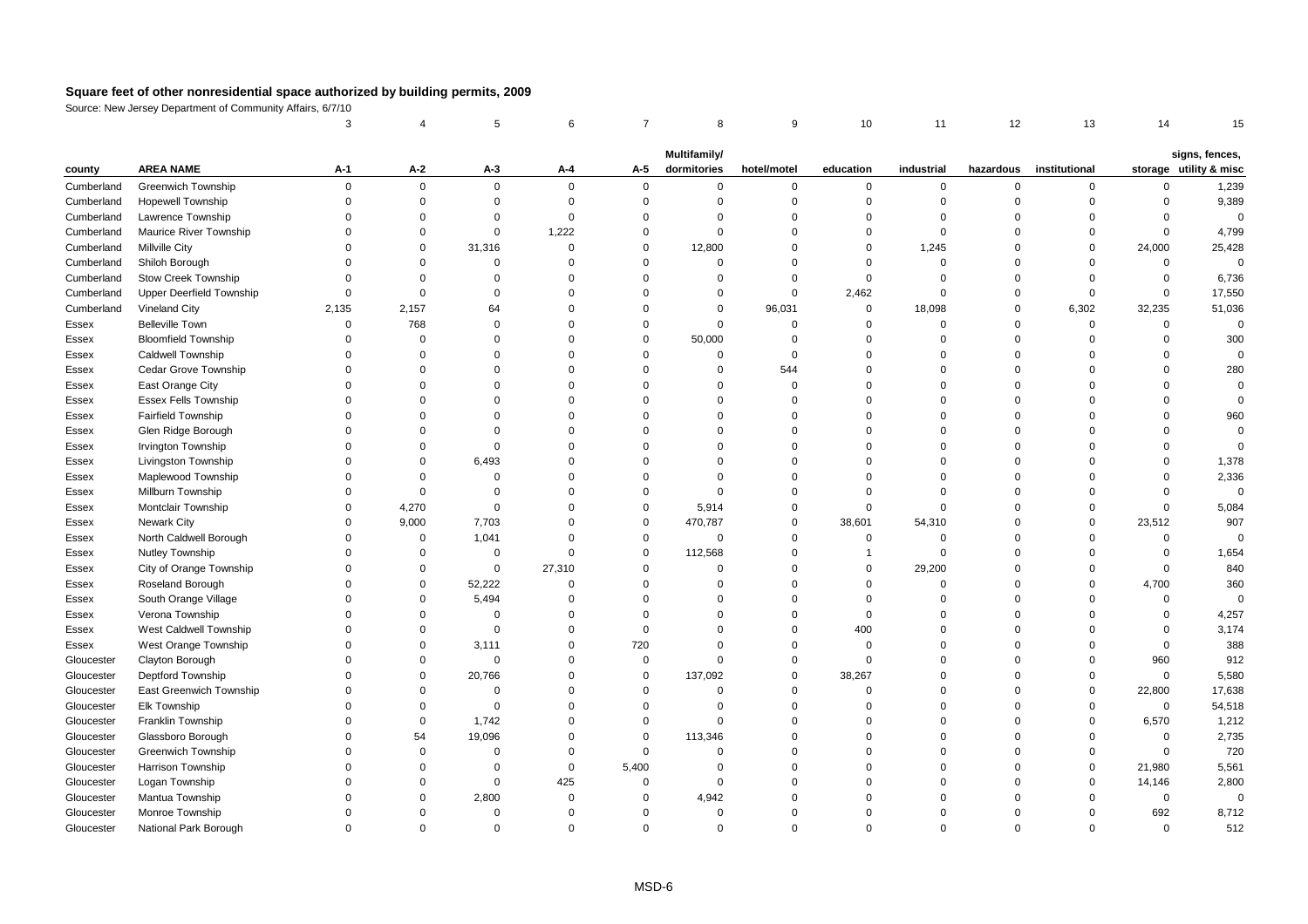# Square feet of other nonresidential space authorized by building permits, 2009

Source: New Jersey Department of Community Affairs, 6/7/10

| | | 3 | 4 | 5 | 6 | 7 | 8 | 9 | 10 | 11 | 12 | 13 | 14 | 15 |
|---|---|---|---|---|---|---|---|---|---|---|---|---|---|---|
| county | AREA NAME | A-1 | A-2 | A-3 | A-4 | A-5 | Multifamily/ dormitories | hotel/motel | education | industrial | hazardous | institutional | storage | signs, fences, utility & misc |
| Cumberland | Greenwich Township | 0 | 0 | 0 | 0 | 0 | 0 | 0 | 0 | 0 | 0 | 0 | 0 | 1,239 |
| Cumberland | Hopewell Township | 0 | 0 | 0 | 0 | 0 | 0 | 0 | 0 | 0 | 0 | 0 | 0 | 9,389 |
| Cumberland | Lawrence Township | 0 | 0 | 0 | 0 | 0 | 0 | 0 | 0 | 0 | 0 | 0 | 0 | 0 |
| Cumberland | Maurice River Township | 0 | 0 | 0 | 1,222 | 0 | 0 | 0 | 0 | 0 | 0 | 0 | 0 | 4,799 |
| Cumberland | Millville City | 0 | 0 | 31,316 | 0 | 0 | 12,800 | 0 | 0 | 1,245 | 0 | 0 | 24,000 | 25,428 |
| Cumberland | Shiloh Borough | 0 | 0 | 0 | 0 | 0 | 0 | 0 | 0 | 0 | 0 | 0 | 0 | 0 |
| Cumberland | Stow Creek Township | 0 | 0 | 0 | 0 | 0 | 0 | 0 | 0 | 0 | 0 | 0 | 0 | 6,736 |
| Cumberland | Upper Deerfield Township | 0 | 0 | 0 | 0 | 0 | 0 | 0 | 2,462 | 0 | 0 | 0 | 0 | 17,550 |
| Cumberland | Vineland City | 2,135 | 2,157 | 64 | 0 | 0 | 0 | 96,031 | 0 | 18,098 | 0 | 6,302 | 32,235 | 51,036 |
| Essex | Belleville Town | 0 | 768 | 0 | 0 | 0 | 0 | 0 | 0 | 0 | 0 | 0 | 0 | 0 |
| Essex | Bloomfield Township | 0 | 0 | 0 | 0 | 0 | 50,000 | 0 | 0 | 0 | 0 | 0 | 0 | 300 |
| Essex | Caldwell Township | 0 | 0 | 0 | 0 | 0 | 0 | 0 | 0 | 0 | 0 | 0 | 0 | 0 |
| Essex | Cedar Grove Township | 0 | 0 | 0 | 0 | 0 | 0 | 544 | 0 | 0 | 0 | 0 | 0 | 280 |
| Essex | East Orange City | 0 | 0 | 0 | 0 | 0 | 0 | 0 | 0 | 0 | 0 | 0 | 0 | 0 |
| Essex | Essex Fells Township | 0 | 0 | 0 | 0 | 0 | 0 | 0 | 0 | 0 | 0 | 0 | 0 | 0 |
| Essex | Fairfield Township | 0 | 0 | 0 | 0 | 0 | 0 | 0 | 0 | 0 | 0 | 0 | 0 | 960 |
| Essex | Glen Ridge Borough | 0 | 0 | 0 | 0 | 0 | 0 | 0 | 0 | 0 | 0 | 0 | 0 | 0 |
| Essex | Irvington Township | 0 | 0 | 0 | 0 | 0 | 0 | 0 | 0 | 0 | 0 | 0 | 0 | 0 |
| Essex | Livingston Township | 0 | 0 | 6,493 | 0 | 0 | 0 | 0 | 0 | 0 | 0 | 0 | 0 | 1,378 |
| Essex | Maplewood Township | 0 | 0 | 0 | 0 | 0 | 0 | 0 | 0 | 0 | 0 | 0 | 0 | 2,336 |
| Essex | Millburn Township | 0 | 0 | 0 | 0 | 0 | 0 | 0 | 0 | 0 | 0 | 0 | 0 | 0 |
| Essex | Montclair Township | 0 | 4,270 | 0 | 0 | 0 | 5,914 | 0 | 0 | 0 | 0 | 0 | 0 | 5,084 |
| Essex | Newark City | 0 | 9,000 | 7,703 | 0 | 0 | 470,787 | 0 | 38,601 | 54,310 | 0 | 0 | 23,512 | 907 |
| Essex | North Caldwell Borough | 0 | 0 | 1,041 | 0 | 0 | 0 | 0 | 0 | 0 | 0 | 0 | 0 | 0 |
| Essex | Nutley Township | 0 | 0 | 0 | 0 | 0 | 112,568 | 0 | 1 | 0 | 0 | 0 | 0 | 1,654 |
| Essex | City of Orange Township | 0 | 0 | 0 | 27,310 | 0 | 0 | 0 | 0 | 29,200 | 0 | 0 | 0 | 840 |
| Essex | Roseland Borough | 0 | 0 | 52,222 | 0 | 0 | 0 | 0 | 0 | 0 | 0 | 0 | 4,700 | 360 |
| Essex | South Orange Village | 0 | 0 | 5,494 | 0 | 0 | 0 | 0 | 0 | 0 | 0 | 0 | 0 | 0 |
| Essex | Verona Township | 0 | 0 | 0 | 0 | 0 | 0 | 0 | 0 | 0 | 0 | 0 | 0 | 4,257 |
| Essex | West Caldwell Township | 0 | 0 | 0 | 0 | 0 | 0 | 0 | 400 | 0 | 0 | 0 | 0 | 3,174 |
| Essex | West Orange Township | 0 | 0 | 3,111 | 0 | 720 | 0 | 0 | 0 | 0 | 0 | 0 | 0 | 388 |
| Gloucester | Clayton Borough | 0 | 0 | 0 | 0 | 0 | 0 | 0 | 0 | 0 | 0 | 0 | 960 | 912 |
| Gloucester | Deptford Township | 0 | 0 | 20,766 | 0 | 0 | 137,092 | 0 | 38,267 | 0 | 0 | 0 | 0 | 5,580 |
| Gloucester | East Greenwich Township | 0 | 0 | 0 | 0 | 0 | 0 | 0 | 0 | 0 | 0 | 0 | 22,800 | 17,638 |
| Gloucester | Elk Township | 0 | 0 | 0 | 0 | 0 | 0 | 0 | 0 | 0 | 0 | 0 | 0 | 54,518 |
| Gloucester | Franklin Township | 0 | 0 | 1,742 | 0 | 0 | 0 | 0 | 0 | 0 | 0 | 0 | 6,570 | 1,212 |
| Gloucester | Glassboro Borough | 0 | 54 | 19,096 | 0 | 0 | 113,346 | 0 | 0 | 0 | 0 | 0 | 0 | 2,735 |
| Gloucester | Greenwich Township | 0 | 0 | 0 | 0 | 0 | 0 | 0 | 0 | 0 | 0 | 0 | 0 | 720 |
| Gloucester | Harrison Township | 0 | 0 | 0 | 0 | 5,400 | 0 | 0 | 0 | 0 | 0 | 0 | 21,980 | 5,561 |
| Gloucester | Logan Township | 0 | 0 | 0 | 425 | 0 | 0 | 0 | 0 | 0 | 0 | 0 | 14,146 | 2,800 |
| Gloucester | Mantua Township | 0 | 0 | 2,800 | 0 | 0 | 4,942 | 0 | 0 | 0 | 0 | 0 | 0 | 0 |
| Gloucester | Monroe Township | 0 | 0 | 0 | 0 | 0 | 0 | 0 | 0 | 0 | 0 | 0 | 692 | 8,712 |
| Gloucester | National Park Borough | 0 | 0 | 0 | 0 | 0 | 0 | 0 | 0 | 0 | 0 | 0 | 0 | 512 |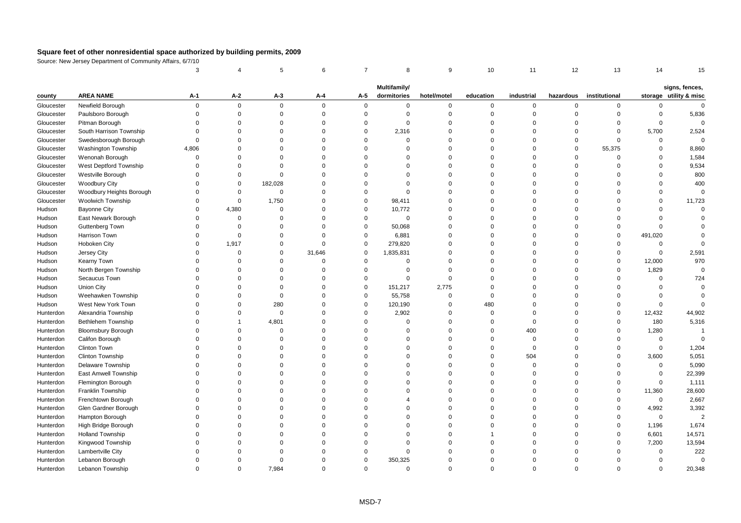## Square feet of other nonresidential space authorized by building permits, 2009

Source: New Jersey Department of Community Affairs, 6/7/10

| | | 3 | 4 | 5 | 6 | 7 | 8 | 9 | 10 | 11 | 12 | 13 | 14 | 15 |
|---|---|---|---|---|---|---|---|---|---|---|---|---|---|---|
| county | AREA NAME | A-1 | A-2 | A-3 | A-4 | A-5 | Multifamily/ dormitories | hotel/motel | education | industrial | hazardous | institutional | storage | signs, fences, utility & misc |
| Gloucester | Newfield Borough | 0 | 0 | 0 | 0 | 0 | 0 | 0 | 0 | 0 | 0 | 0 | 0 | 0 |
| Gloucester | Paulsboro Borough | 0 | 0 | 0 | 0 | 0 | 0 | 0 | 0 | 0 | 0 | 0 | 0 | 5,836 |
| Gloucester | Pitman Borough | 0 | 0 | 0 | 0 | 0 | 0 | 0 | 0 | 0 | 0 | 0 | 0 | 0 |
| Gloucester | South Harrison Township | 0 | 0 | 0 | 0 | 0 | 2,316 | 0 | 0 | 0 | 0 | 0 | 5,700 | 2,524 |
| Gloucester | Swedesborough Borough | 0 | 0 | 0 | 0 | 0 | 0 | 0 | 0 | 0 | 0 | 0 | 0 | 0 |
| Gloucester | Washington Township | 4,806 | 0 | 0 | 0 | 0 | 0 | 0 | 0 | 0 | 0 | 55,375 | 0 | 8,860 |
| Gloucester | Wenonah Borough | 0 | 0 | 0 | 0 | 0 | 0 | 0 | 0 | 0 | 0 | 0 | 0 | 1,584 |
| Gloucester | West Deptford Township | 0 | 0 | 0 | 0 | 0 | 0 | 0 | 0 | 0 | 0 | 0 | 0 | 9,534 |
| Gloucester | Westville Borough | 0 | 0 | 0 | 0 | 0 | 0 | 0 | 0 | 0 | 0 | 0 | 0 | 800 |
| Gloucester | Woodbury City | 0 | 0 | 182,028 | 0 | 0 | 0 | 0 | 0 | 0 | 0 | 0 | 0 | 400 |
| Gloucester | Woodbury Heights Borough | 0 | 0 | 0 | 0 | 0 | 0 | 0 | 0 | 0 | 0 | 0 | 0 | 0 |
| Gloucester | Woolwich Township | 0 | 0 | 1,750 | 0 | 0 | 98,411 | 0 | 0 | 0 | 0 | 0 | 0 | 11,723 |
| Hudson | Bayonne City | 0 | 4,380 | 0 | 0 | 0 | 10,772 | 0 | 0 | 0 | 0 | 0 | 0 | 0 |
| Hudson | East Newark Borough | 0 | 0 | 0 | 0 | 0 | 0 | 0 | 0 | 0 | 0 | 0 | 0 | 0 |
| Hudson | Guttenberg Town | 0 | 0 | 0 | 0 | 0 | 50,068 | 0 | 0 | 0 | 0 | 0 | 0 | 0 |
| Hudson | Harrison Town | 0 | 0 | 0 | 0 | 0 | 6,881 | 0 | 0 | 0 | 0 | 0 | 491,020 | 0 |
| Hudson | Hoboken City | 0 | 1,917 | 0 | 0 | 0 | 279,820 | 0 | 0 | 0 | 0 | 0 | 0 | 0 |
| Hudson | Jersey City | 0 | 0 | 0 | 31,646 | 0 | 1,835,831 | 0 | 0 | 0 | 0 | 0 | 0 | 2,591 |
| Hudson | Kearny Town | 0 | 0 | 0 | 0 | 0 | 0 | 0 | 0 | 0 | 0 | 0 | 12,000 | 970 |
| Hudson | North Bergen Township | 0 | 0 | 0 | 0 | 0 | 0 | 0 | 0 | 0 | 0 | 0 | 1,829 | 0 |
| Hudson | Secaucus Town | 0 | 0 | 0 | 0 | 0 | 0 | 0 | 0 | 0 | 0 | 0 | 0 | 724 |
| Hudson | Union City | 0 | 0 | 0 | 0 | 0 | 151,217 | 2,775 | 0 | 0 | 0 | 0 | 0 | 0 |
| Hudson | Weehawken Township | 0 | 0 | 0 | 0 | 0 | 55,758 | 0 | 0 | 0 | 0 | 0 | 0 | 0 |
| Hudson | West New York Town | 0 | 0 | 280 | 0 | 0 | 120,190 | 0 | 480 | 0 | 0 | 0 | 0 | 0 |
| Hunterdon | Alexandria Township | 0 | 0 | 0 | 0 | 0 | 2,902 | 0 | 0 | 0 | 0 | 0 | 12,432 | 44,902 |
| Hunterdon | Bethlehem Township | 0 | 1 | 4,801 | 0 | 0 | 0 | 0 | 0 | 0 | 0 | 0 | 180 | 5,316 |
| Hunterdon | Bloomsbury Borough | 0 | 0 | 0 | 0 | 0 | 0 | 0 | 0 | 400 | 0 | 0 | 1,280 | 1 |
| Hunterdon | Califon Borough | 0 | 0 | 0 | 0 | 0 | 0 | 0 | 0 | 0 | 0 | 0 | 0 | 0 |
| Hunterdon | Clinton Town | 0 | 0 | 0 | 0 | 0 | 0 | 0 | 0 | 0 | 0 | 0 | 0 | 1,204 |
| Hunterdon | Clinton Township | 0 | 0 | 0 | 0 | 0 | 0 | 0 | 0 | 504 | 0 | 0 | 3,600 | 5,051 |
| Hunterdon | Delaware Township | 0 | 0 | 0 | 0 | 0 | 0 | 0 | 0 | 0 | 0 | 0 | 0 | 5,090 |
| Hunterdon | East Amwell Township | 0 | 0 | 0 | 0 | 0 | 0 | 0 | 0 | 0 | 0 | 0 | 0 | 22,399 |
| Hunterdon | Flemington Borough | 0 | 0 | 0 | 0 | 0 | 0 | 0 | 0 | 0 | 0 | 0 | 0 | 1,111 |
| Hunterdon | Franklin Township | 0 | 0 | 0 | 0 | 0 | 0 | 0 | 0 | 0 | 0 | 0 | 11,360 | 28,600 |
| Hunterdon | Frenchtown Borough | 0 | 0 | 0 | 0 | 0 | 4 | 0 | 0 | 0 | 0 | 0 | 0 | 2,667 |
| Hunterdon | Glen Gardner Borough | 0 | 0 | 0 | 0 | 0 | 0 | 0 | 0 | 0 | 0 | 0 | 4,992 | 3,392 |
| Hunterdon | Hampton Borough | 0 | 0 | 0 | 0 | 0 | 0 | 0 | 0 | 0 | 0 | 0 | 0 | 2 |
| Hunterdon | High Bridge Borough | 0 | 0 | 0 | 0 | 0 | 0 | 0 | 0 | 0 | 0 | 0 | 1,196 | 1,674 |
| Hunterdon | Holland Township | 0 | 0 | 0 | 0 | 0 | 0 | 0 | 1 | 0 | 0 | 0 | 6,601 | 14,571 |
| Hunterdon | Kingwood Township | 0 | 0 | 0 | 0 | 0 | 0 | 0 | 0 | 0 | 0 | 0 | 7,200 | 13,594 |
| Hunterdon | Lambertville City | 0 | 0 | 0 | 0 | 0 | 0 | 0 | 0 | 0 | 0 | 0 | 0 | 222 |
| Hunterdon | Lebanon Borough | 0 | 0 | 0 | 0 | 0 | 350,325 | 0 | 0 | 0 | 0 | 0 | 0 | 0 |
| Hunterdon | Lebanon Township | 0 | 0 | 7,984 | 0 | 0 | 0 | 0 | 0 | 0 | 0 | 0 | 0 | 20,348 |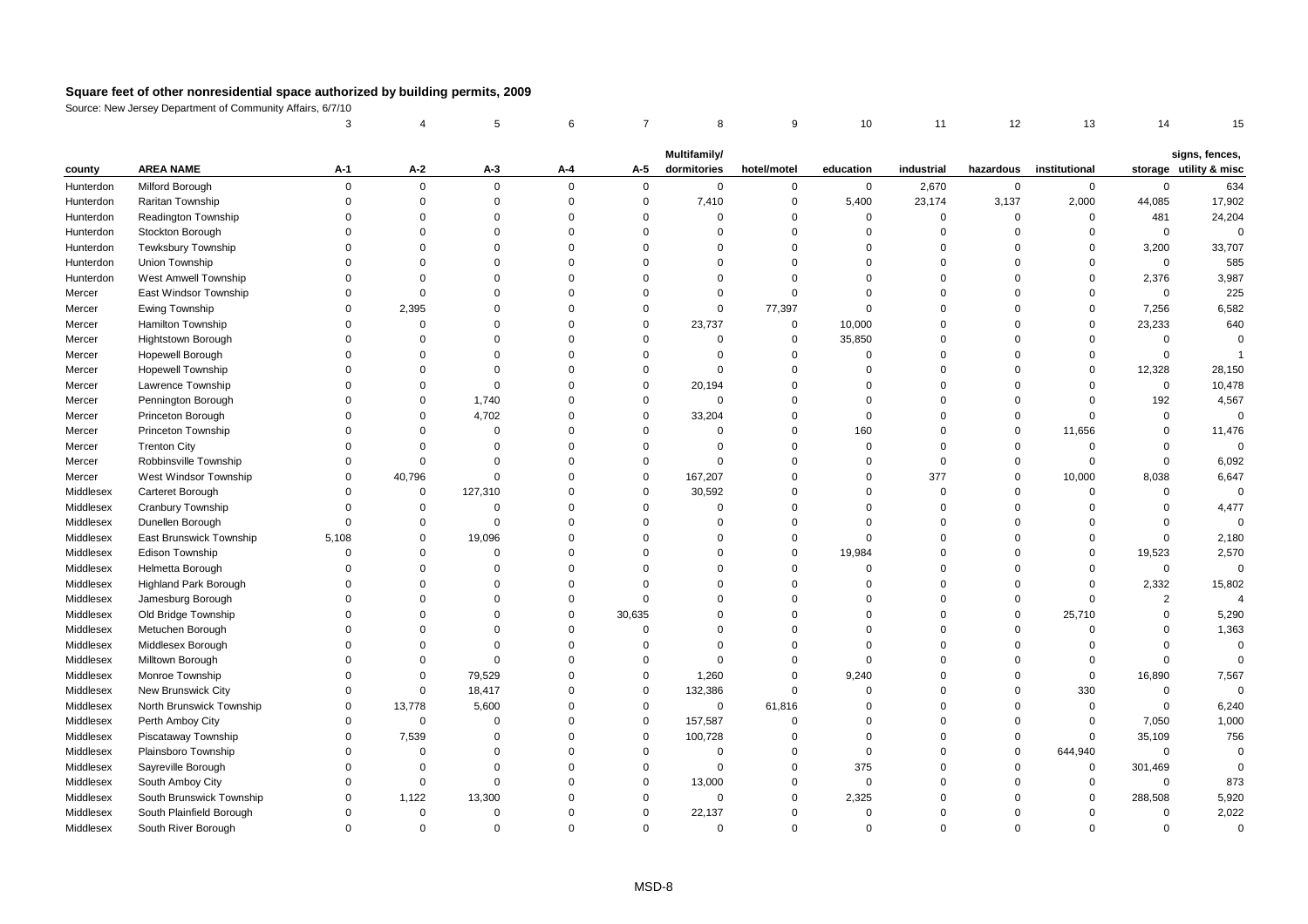**Square feet of other nonresidential space authorized by building permits, 2009**

Source: New Jersey Department of Community Affairs, 6/7/10

| | | 3 | 4 | 5 | 6 | 7 | 8 | 9 | 10 | 11 | 12 | 13 | 14 | 15 |
|---|---|---|---|---|---|---|---|---|---|---|---|---|---|---|
| county | AREA NAME | A-1 | A-2 | A-3 | A-4 | A-5 | Multifamily/ dormitories | hotel/motel | education | industrial | hazardous | institutional | storage | signs, fences, utility & misc |
| Hunterdon | Milford Borough | 0 | 0 | 0 | 0 | 0 | 0 | 0 | 0 | 2,670 | 0 | 0 | 0 | 634 |
| Hunterdon | Raritan Township | 0 | 0 | 0 | 0 | 0 | 7,410 | 0 | 5,400 | 23,174 | 3,137 | 2,000 | 44,085 | 17,902 |
| Hunterdon | Readington Township | 0 | 0 | 0 | 0 | 0 | 0 | 0 | 0 | 0 | 0 | 0 | 481 | 24,204 |
| Hunterdon | Stockton Borough | 0 | 0 | 0 | 0 | 0 | 0 | 0 | 0 | 0 | 0 | 0 | 0 | 0 |
| Hunterdon | Tewksbury Township | 0 | 0 | 0 | 0 | 0 | 0 | 0 | 0 | 0 | 0 | 0 | 3,200 | 33,707 |
| Hunterdon | Union Township | 0 | 0 | 0 | 0 | 0 | 0 | 0 | 0 | 0 | 0 | 0 | 0 | 585 |
| Hunterdon | West Amwell Township | 0 | 0 | 0 | 0 | 0 | 0 | 0 | 0 | 0 | 0 | 0 | 2,376 | 3,987 |
| Mercer | East Windsor Township | 0 | 0 | 0 | 0 | 0 | 0 | 0 | 0 | 0 | 0 | 0 | 0 | 225 |
| Mercer | Ewing Township | 0 | 2,395 | 0 | 0 | 0 | 0 | 77,397 | 0 | 0 | 0 | 0 | 7,256 | 6,582 |
| Mercer | Hamilton Township | 0 | 0 | 0 | 0 | 0 | 23,737 | 0 | 10,000 | 0 | 0 | 0 | 23,233 | 640 |
| Mercer | Hightstown Borough | 0 | 0 | 0 | 0 | 0 | 0 | 0 | 35,850 | 0 | 0 | 0 | 0 | 0 |
| Mercer | Hopewell Borough | 0 | 0 | 0 | 0 | 0 | 0 | 0 | 0 | 0 | 0 | 0 | 0 | 1 |
| Mercer | Hopewell Township | 0 | 0 | 0 | 0 | 0 | 0 | 0 | 0 | 0 | 0 | 0 | 12,328 | 28,150 |
| Mercer | Lawrence Township | 0 | 0 | 0 | 0 | 0 | 20,194 | 0 | 0 | 0 | 0 | 0 | 0 | 10,478 |
| Mercer | Pennington Borough | 0 | 0 | 1,740 | 0 | 0 | 0 | 0 | 0 | 0 | 0 | 0 | 192 | 4,567 |
| Mercer | Princeton Borough | 0 | 0 | 4,702 | 0 | 0 | 33,204 | 0 | 0 | 0 | 0 | 0 | 0 | 0 |
| Mercer | Princeton Township | 0 | 0 | 0 | 0 | 0 | 0 | 0 | 160 | 0 | 0 | 11,656 | 0 | 11,476 |
| Mercer | Trenton City | 0 | 0 | 0 | 0 | 0 | 0 | 0 | 0 | 0 | 0 | 0 | 0 | 0 |
| Mercer | Robbinsville Township | 0 | 0 | 0 | 0 | 0 | 0 | 0 | 0 | 0 | 0 | 0 | 0 | 6,092 |
| Mercer | West Windsor Township | 0 | 40,796 | 0 | 0 | 0 | 167,207 | 0 | 0 | 377 | 0 | 10,000 | 8,038 | 6,647 |
| Middlesex | Carteret Borough | 0 | 0 | 127,310 | 0 | 0 | 30,592 | 0 | 0 | 0 | 0 | 0 | 0 | 0 |
| Middlesex | Cranbury Township | 0 | 0 | 0 | 0 | 0 | 0 | 0 | 0 | 0 | 0 | 0 | 0 | 4,477 |
| Middlesex | Dunellen Borough | 0 | 0 | 0 | 0 | 0 | 0 | 0 | 0 | 0 | 0 | 0 | 0 | 0 |
| Middlesex | East Brunswick Township | 5,108 | 0 | 19,096 | 0 | 0 | 0 | 0 | 0 | 0 | 0 | 0 | 0 | 2,180 |
| Middlesex | Edison Township | 0 | 0 | 0 | 0 | 0 | 0 | 0 | 19,984 | 0 | 0 | 0 | 19,523 | 2,570 |
| Middlesex | Helmetta Borough | 0 | 0 | 0 | 0 | 0 | 0 | 0 | 0 | 0 | 0 | 0 | 0 | 0 |
| Middlesex | Highland Park Borough | 0 | 0 | 0 | 0 | 0 | 0 | 0 | 0 | 0 | 0 | 0 | 2,332 | 15,802 |
| Middlesex | Jamesburg Borough | 0 | 0 | 0 | 0 | 0 | 0 | 0 | 0 | 0 | 0 | 0 | 2 | 4 |
| Middlesex | Old Bridge Township | 0 | 0 | 0 | 0 | 30,635 | 0 | 0 | 0 | 0 | 0 | 25,710 | 0 | 5,290 |
| Middlesex | Metuchen Borough | 0 | 0 | 0 | 0 | 0 | 0 | 0 | 0 | 0 | 0 | 0 | 0 | 1,363 |
| Middlesex | Middlesex Borough | 0 | 0 | 0 | 0 | 0 | 0 | 0 | 0 | 0 | 0 | 0 | 0 | 0 |
| Middlesex | Milltown Borough | 0 | 0 | 0 | 0 | 0 | 0 | 0 | 0 | 0 | 0 | 0 | 0 | 0 |
| Middlesex | Monroe Township | 0 | 0 | 79,529 | 0 | 0 | 1,260 | 0 | 9,240 | 0 | 0 | 0 | 16,890 | 7,567 |
| Middlesex | New Brunswick City | 0 | 0 | 18,417 | 0 | 0 | 132,386 | 0 | 0 | 0 | 0 | 330 | 0 | 0 |
| Middlesex | North Brunswick Township | 0 | 13,778 | 5,600 | 0 | 0 | 0 | 61,816 | 0 | 0 | 0 | 0 | 0 | 6,240 |
| Middlesex | Perth Amboy City | 0 | 0 | 0 | 0 | 0 | 157,587 | 0 | 0 | 0 | 0 | 0 | 7,050 | 1,000 |
| Middlesex | Piscataway Township | 0 | 7,539 | 0 | 0 | 0 | 100,728 | 0 | 0 | 0 | 0 | 0 | 35,109 | 756 |
| Middlesex | Plainsboro Township | 0 | 0 | 0 | 0 | 0 | 0 | 0 | 0 | 0 | 0 | 644,940 | 0 | 0 |
| Middlesex | Sayreville Borough | 0 | 0 | 0 | 0 | 0 | 0 | 0 | 375 | 0 | 0 | 0 | 301,469 | 0 |
| Middlesex | South Amboy City | 0 | 0 | 0 | 0 | 0 | 13,000 | 0 | 0 | 0 | 0 | 0 | 0 | 873 |
| Middlesex | South Brunswick Township | 0 | 1,122 | 13,300 | 0 | 0 | 0 | 0 | 2,325 | 0 | 0 | 0 | 288,508 | 5,920 |
| Middlesex | South Plainfield Borough | 0 | 0 | 0 | 0 | 0 | 22,137 | 0 | 0 | 0 | 0 | 0 | 0 | 2,022 |
| Middlesex | South River Borough | 0 | 0 | 0 | 0 | 0 | 0 | 0 | 0 | 0 | 0 | 0 | 0 | 0 |

MSD-8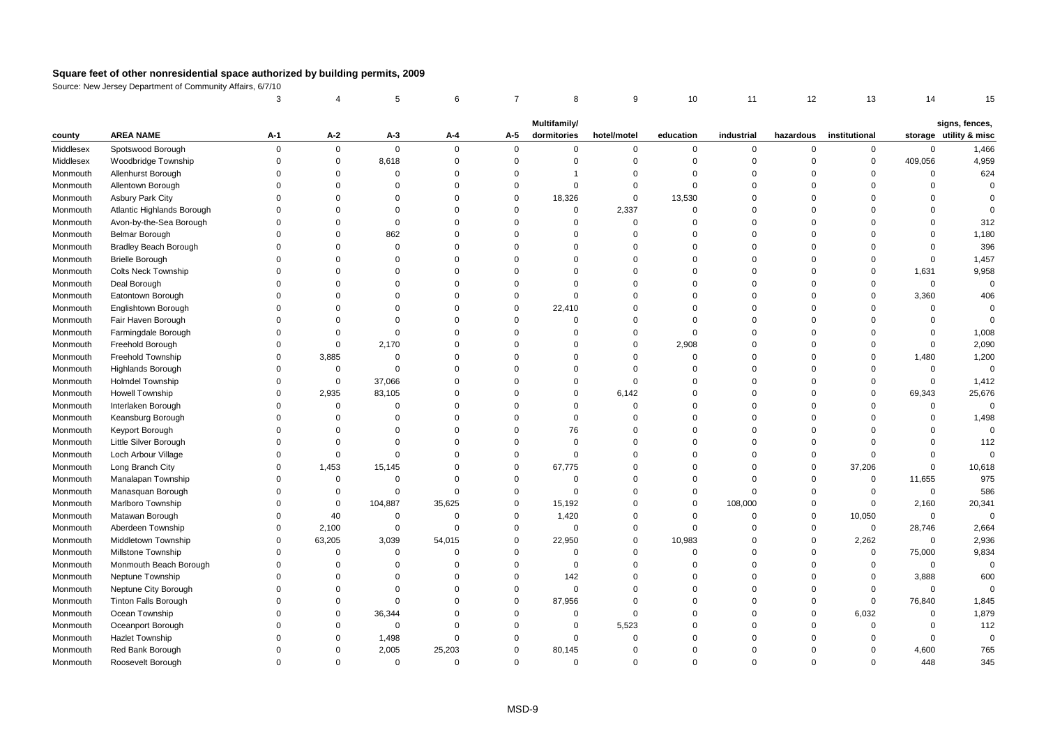# Square feet of other nonresidential space authorized by building permits, 2009

Source: New Jersey Department of Community Affairs, 6/7/10

| | | 3 | 4 | 5 | 6 | 7 | 8 | 9 | 10 | 11 | 12 | 13 | 14 | 15 |
|---|---|---|---|---|---|---|---|---|---|---|---|---|---|---|
| county | AREA NAME | A-1 | A-2 | A-3 | A-4 | A-5 | Multifamily/ dormitories | hotel/motel | education | industrial | hazardous | institutional | storage | signs, fences, utility & misc |
| Middlesex | Spotswood Borough | 0 | 0 | 0 | 0 | 0 | 0 | 0 | 0 | 0 | 0 | 0 | 0 | 1,466 |
| Middlesex | Woodbridge Township | 0 | 0 | 8,618 | 0 | 0 | 0 | 0 | 0 | 0 | 0 | 0 | 409,056 | 4,959 |
| Monmouth | Allenhurst Borough | 0 | 0 | 0 | 0 | 0 | 1 | 0 | 0 | 0 | 0 | 0 | 0 | 624 |
| Monmouth | Allentown Borough | 0 | 0 | 0 | 0 | 0 | 0 | 0 | 0 | 0 | 0 | 0 | 0 | 0 |
| Monmouth | Asbury Park City | 0 | 0 | 0 | 0 | 0 | 18,326 | 0 | 13,530 | 0 | 0 | 0 | 0 | 0 |
| Monmouth | Atlantic Highlands Borough | 0 | 0 | 0 | 0 | 0 | 0 | 2,337 | 0 | 0 | 0 | 0 | 0 | 0 |
| Monmouth | Avon-by-the-Sea Borough | 0 | 0 | 0 | 0 | 0 | 0 | 0 | 0 | 0 | 0 | 0 | 0 | 312 |
| Monmouth | Belmar Borough | 0 | 0 | 862 | 0 | 0 | 0 | 0 | 0 | 0 | 0 | 0 | 0 | 1,180 |
| Monmouth | Bradley Beach Borough | 0 | 0 | 0 | 0 | 0 | 0 | 0 | 0 | 0 | 0 | 0 | 0 | 396 |
| Monmouth | Brielle Borough | 0 | 0 | 0 | 0 | 0 | 0 | 0 | 0 | 0 | 0 | 0 | 0 | 1,457 |
| Monmouth | Colts Neck Township | 0 | 0 | 0 | 0 | 0 | 0 | 0 | 0 | 0 | 0 | 0 | 1,631 | 9,958 |
| Monmouth | Deal Borough | 0 | 0 | 0 | 0 | 0 | 0 | 0 | 0 | 0 | 0 | 0 | 0 | 0 |
| Monmouth | Eatontown Borough | 0 | 0 | 0 | 0 | 0 | 0 | 0 | 0 | 0 | 0 | 0 | 3,360 | 406 |
| Monmouth | Englishtown Borough | 0 | 0 | 0 | 0 | 0 | 22,410 | 0 | 0 | 0 | 0 | 0 | 0 | 0 |
| Monmouth | Fair Haven Borough | 0 | 0 | 0 | 0 | 0 | 0 | 0 | 0 | 0 | 0 | 0 | 0 | 0 |
| Monmouth | Farmingdale Borough | 0 | 0 | 0 | 0 | 0 | 0 | 0 | 0 | 0 | 0 | 0 | 0 | 1,008 |
| Monmouth | Freehold Borough | 0 | 0 | 2,170 | 0 | 0 | 0 | 0 | 2,908 | 0 | 0 | 0 | 0 | 2,090 |
| Monmouth | Freehold Township | 0 | 3,885 | 0 | 0 | 0 | 0 | 0 | 0 | 0 | 0 | 0 | 1,480 | 1,200 |
| Monmouth | Highlands Borough | 0 | 0 | 0 | 0 | 0 | 0 | 0 | 0 | 0 | 0 | 0 | 0 | 0 |
| Monmouth | Holmdel Township | 0 | 0 | 37,066 | 0 | 0 | 0 | 0 | 0 | 0 | 0 | 0 | 0 | 1,412 |
| Monmouth | Howell Township | 0 | 2,935 | 83,105 | 0 | 0 | 0 | 6,142 | 0 | 0 | 0 | 0 | 69,343 | 25,676 |
| Monmouth | Interlaken Borough | 0 | 0 | 0 | 0 | 0 | 0 | 0 | 0 | 0 | 0 | 0 | 0 | 0 |
| Monmouth | Keansburg Borough | 0 | 0 | 0 | 0 | 0 | 0 | 0 | 0 | 0 | 0 | 0 | 0 | 1,498 |
| Monmouth | Keyport Borough | 0 | 0 | 0 | 0 | 0 | 76 | 0 | 0 | 0 | 0 | 0 | 0 | 0 |
| Monmouth | Little Silver Borough | 0 | 0 | 0 | 0 | 0 | 0 | 0 | 0 | 0 | 0 | 0 | 0 | 112 |
| Monmouth | Loch Arbour Village | 0 | 0 | 0 | 0 | 0 | 0 | 0 | 0 | 0 | 0 | 0 | 0 | 0 |
| Monmouth | Long Branch City | 0 | 1,453 | 15,145 | 0 | 0 | 67,775 | 0 | 0 | 0 | 0 | 37,206 | 0 | 10,618 |
| Monmouth | Manalapan Township | 0 | 0 | 0 | 0 | 0 | 0 | 0 | 0 | 0 | 0 | 0 | 11,655 | 975 |
| Monmouth | Manasquan Borough | 0 | 0 | 0 | 0 | 0 | 0 | 0 | 0 | 0 | 0 | 0 | 0 | 586 |
| Monmouth | Marlboro Township | 0 | 0 | 104,887 | 35,625 | 0 | 15,192 | 0 | 0 | 108,000 | 0 | 0 | 2,160 | 20,341 |
| Monmouth | Matawan Borough | 0 | 40 | 0 | 0 | 0 | 1,420 | 0 | 0 | 0 | 0 | 10,050 | 0 | 0 |
| Monmouth | Aberdeen Township | 0 | 2,100 | 0 | 0 | 0 | 0 | 0 | 0 | 0 | 0 | 0 | 28,746 | 2,664 |
| Monmouth | Middletown Township | 0 | 63,205 | 3,039 | 54,015 | 0 | 22,950 | 0 | 10,983 | 0 | 0 | 2,262 | 0 | 2,936 |
| Monmouth | Millstone Township | 0 | 0 | 0 | 0 | 0 | 0 | 0 | 0 | 0 | 0 | 0 | 75,000 | 9,834 |
| Monmouth | Monmouth Beach Borough | 0 | 0 | 0 | 0 | 0 | 0 | 0 | 0 | 0 | 0 | 0 | 0 | 0 |
| Monmouth | Neptune Township | 0 | 0 | 0 | 0 | 0 | 142 | 0 | 0 | 0 | 0 | 0 | 3,888 | 600 |
| Monmouth | Neptune City Borough | 0 | 0 | 0 | 0 | 0 | 0 | 0 | 0 | 0 | 0 | 0 | 0 | 0 |
| Monmouth | Tinton Falls Borough | 0 | 0 | 0 | 0 | 0 | 87,956 | 0 | 0 | 0 | 0 | 0 | 76,840 | 1,845 |
| Monmouth | Ocean Township | 0 | 0 | 36,344 | 0 | 0 | 0 | 0 | 0 | 0 | 0 | 6,032 | 0 | 1,879 |
| Monmouth | Oceanport Borough | 0 | 0 | 0 | 0 | 0 | 0 | 5,523 | 0 | 0 | 0 | 0 | 0 | 112 |
| Monmouth | Hazlet Township | 0 | 0 | 1,498 | 0 | 0 | 0 | 0 | 0 | 0 | 0 | 0 | 0 | 0 |
| Monmouth | Red Bank Borough | 0 | 0 | 2,005 | 25,203 | 0 | 80,145 | 0 | 0 | 0 | 0 | 0 | 4,600 | 765 |
| Monmouth | Roosevelt Borough | 0 | 0 | 0 | 0 | 0 | 0 | 0 | 0 | 0 | 0 | 0 | 448 | 345 |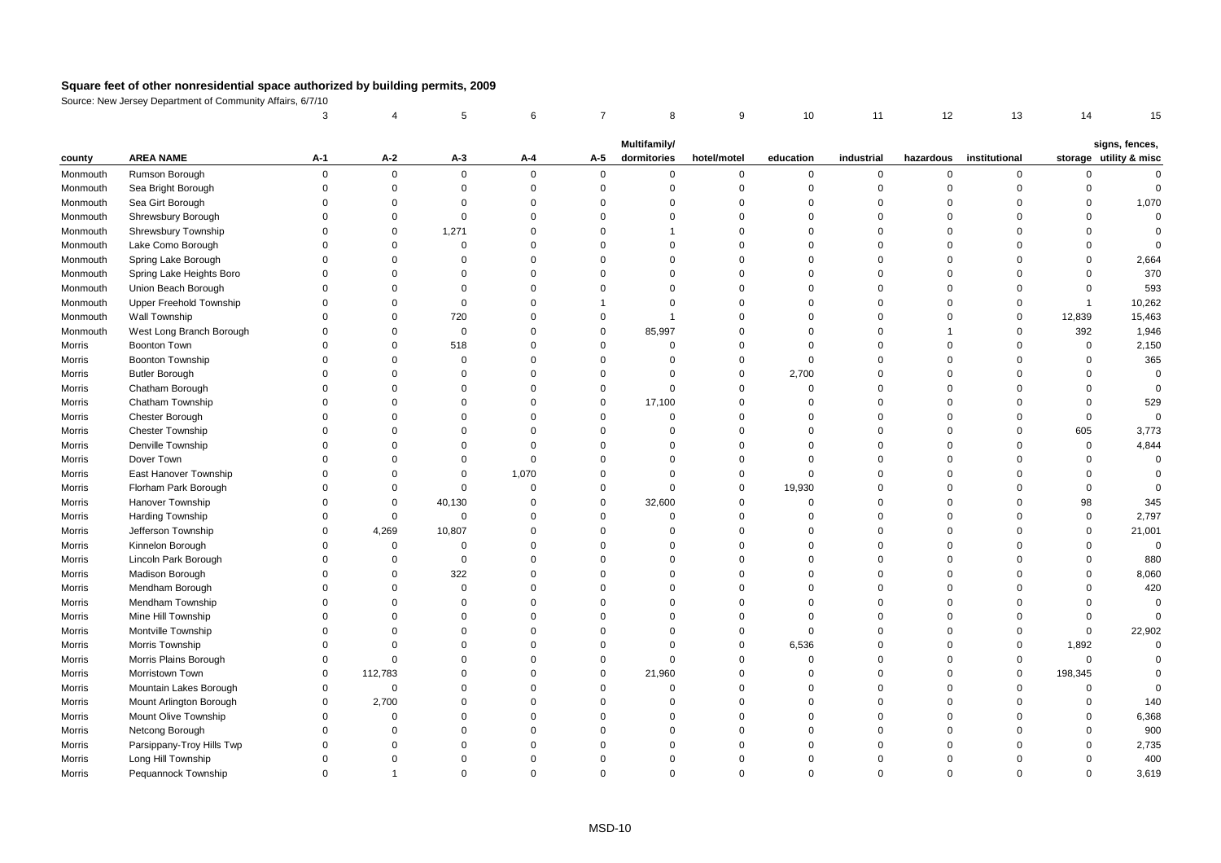# Square feet of other nonresidential space authorized by building permits, 2009

Source: New Jersey Department of Community Affairs, 6/7/10

| | | 3 | 4 | 5 | 6 | 7 | 8 | 9 | 10 | 11 | 12 | 13 | 14 | 15 |
|---|---|---|---|---|---|---|---|---|---|---|---|---|---|---|
| county | AREA NAME | A-1 | A-2 | A-3 | A-4 | A-5 | Multifamily/ dormitories | hotel/motel | education | industrial | hazardous | institutional | storage | signs, fences, utility & misc |
| Monmouth | Rumson Borough | 0 | 0 | 0 | 0 | 0 | 0 | 0 | 0 | 0 | 0 | 0 | 0 | 0 |
| Monmouth | Sea Bright Borough | 0 | 0 | 0 | 0 | 0 | 0 | 0 | 0 | 0 | 0 | 0 | 0 | 0 |
| Monmouth | Sea Girt Borough | 0 | 0 | 0 | 0 | 0 | 0 | 0 | 0 | 0 | 0 | 0 | 0 | 1,070 |
| Monmouth | Shrewsbury Borough | 0 | 0 | 0 | 0 | 0 | 0 | 0 | 0 | 0 | 0 | 0 | 0 | 0 |
| Monmouth | Shrewsbury Township | 0 | 0 | 1,271 | 0 | 0 | 1 | 0 | 0 | 0 | 0 | 0 | 0 | 0 |
| Monmouth | Lake Como Borough | 0 | 0 | 0 | 0 | 0 | 0 | 0 | 0 | 0 | 0 | 0 | 0 | 0 |
| Monmouth | Spring Lake Borough | 0 | 0 | 0 | 0 | 0 | 0 | 0 | 0 | 0 | 0 | 0 | 0 | 2,664 |
| Monmouth | Spring Lake Heights Boro | 0 | 0 | 0 | 0 | 0 | 0 | 0 | 0 | 0 | 0 | 0 | 0 | 370 |
| Monmouth | Union Beach Borough | 0 | 0 | 0 | 0 | 0 | 0 | 0 | 0 | 0 | 0 | 0 | 0 | 593 |
| Monmouth | Upper Freehold Township | 0 | 0 | 0 | 0 | 1 | 0 | 0 | 0 | 0 | 0 | 0 | 1 | 10,262 |
| Monmouth | Wall Township | 0 | 0 | 720 | 0 | 0 | 1 | 0 | 0 | 0 | 0 | 0 | 12,839 | 15,463 |
| Monmouth | West Long Branch Borough | 0 | 0 | 0 | 0 | 0 | 85,997 | 0 | 0 | 0 | 1 | 0 | 392 | 1,946 |
| Morris | Boonton Town | 0 | 0 | 518 | 0 | 0 | 0 | 0 | 0 | 0 | 0 | 0 | 0 | 2,150 |
| Morris | Boonton Township | 0 | 0 | 0 | 0 | 0 | 0 | 0 | 0 | 0 | 0 | 0 | 0 | 365 |
| Morris | Butler Borough | 0 | 0 | 0 | 0 | 0 | 0 | 0 | 2,700 | 0 | 0 | 0 | 0 | 0 |
| Morris | Chatham Borough | 0 | 0 | 0 | 0 | 0 | 0 | 0 | 0 | 0 | 0 | 0 | 0 | 0 |
| Morris | Chatham Township | 0 | 0 | 0 | 0 | 0 | 17,100 | 0 | 0 | 0 | 0 | 0 | 0 | 529 |
| Morris | Chester Borough | 0 | 0 | 0 | 0 | 0 | 0 | 0 | 0 | 0 | 0 | 0 | 0 | 0 |
| Morris | Chester Township | 0 | 0 | 0 | 0 | 0 | 0 | 0 | 0 | 0 | 0 | 0 | 605 | 3,773 |
| Morris | Denville Township | 0 | 0 | 0 | 0 | 0 | 0 | 0 | 0 | 0 | 0 | 0 | 0 | 4,844 |
| Morris | Dover Town | 0 | 0 | 0 | 0 | 0 | 0 | 0 | 0 | 0 | 0 | 0 | 0 | 0 |
| Morris | East Hanover Township | 0 | 0 | 0 | 1,070 | 0 | 0 | 0 | 0 | 0 | 0 | 0 | 0 | 0 |
| Morris | Florham Park Borough | 0 | 0 | 0 | 0 | 0 | 0 | 0 | 19,930 | 0 | 0 | 0 | 0 | 0 |
| Morris | Hanover Township | 0 | 0 | 40,130 | 0 | 0 | 32,600 | 0 | 0 | 0 | 0 | 0 | 98 | 345 |
| Morris | Harding Township | 0 | 0 | 0 | 0 | 0 | 0 | 0 | 0 | 0 | 0 | 0 | 0 | 2,797 |
| Morris | Jefferson Township | 0 | 4,269 | 10,807 | 0 | 0 | 0 | 0 | 0 | 0 | 0 | 0 | 0 | 21,001 |
| Morris | Kinnelon Borough | 0 | 0 | 0 | 0 | 0 | 0 | 0 | 0 | 0 | 0 | 0 | 0 | 0 |
| Morris | Lincoln Park Borough | 0 | 0 | 0 | 0 | 0 | 0 | 0 | 0 | 0 | 0 | 0 | 0 | 880 |
| Morris | Madison Borough | 0 | 0 | 322 | 0 | 0 | 0 | 0 | 0 | 0 | 0 | 0 | 0 | 8,060 |
| Morris | Mendham Borough | 0 | 0 | 0 | 0 | 0 | 0 | 0 | 0 | 0 | 0 | 0 | 0 | 420 |
| Morris | Mendham Township | 0 | 0 | 0 | 0 | 0 | 0 | 0 | 0 | 0 | 0 | 0 | 0 | 0 |
| Morris | Mine Hill Township | 0 | 0 | 0 | 0 | 0 | 0 | 0 | 0 | 0 | 0 | 0 | 0 | 0 |
| Morris | Montville Township | 0 | 0 | 0 | 0 | 0 | 0 | 0 | 0 | 0 | 0 | 0 | 0 | 22,902 |
| Morris | Morris Township | 0 | 0 | 0 | 0 | 0 | 0 | 0 | 6,536 | 0 | 0 | 0 | 1,892 | 0 |
| Morris | Morris Plains Borough | 0 | 0 | 0 | 0 | 0 | 0 | 0 | 0 | 0 | 0 | 0 | 0 | 0 |
| Morris | Morristown Town | 0 | 112,783 | 0 | 0 | 0 | 21,960 | 0 | 0 | 0 | 0 | 0 | 198,345 | 0 |
| Morris | Mountain Lakes Borough | 0 | 0 | 0 | 0 | 0 | 0 | 0 | 0 | 0 | 0 | 0 | 0 | 0 |
| Morris | Mount Arlington Borough | 0 | 2,700 | 0 | 0 | 0 | 0 | 0 | 0 | 0 | 0 | 0 | 0 | 140 |
| Morris | Mount Olive Township | 0 | 0 | 0 | 0 | 0 | 0 | 0 | 0 | 0 | 0 | 0 | 0 | 6,368 |
| Morris | Netcong Borough | 0 | 0 | 0 | 0 | 0 | 0 | 0 | 0 | 0 | 0 | 0 | 0 | 900 |
| Morris | Parsippany-Troy Hills Twp | 0 | 0 | 0 | 0 | 0 | 0 | 0 | 0 | 0 | 0 | 0 | 0 | 2,735 |
| Morris | Long Hill Township | 0 | 0 | 0 | 0 | 0 | 0 | 0 | 0 | 0 | 0 | 0 | 0 | 400 |
| Morris | Pequannock Township | 0 | 1 | 0 | 0 | 0 | 0 | 0 | 0 | 0 | 0 | 0 | 0 | 3,619 |

MSD-10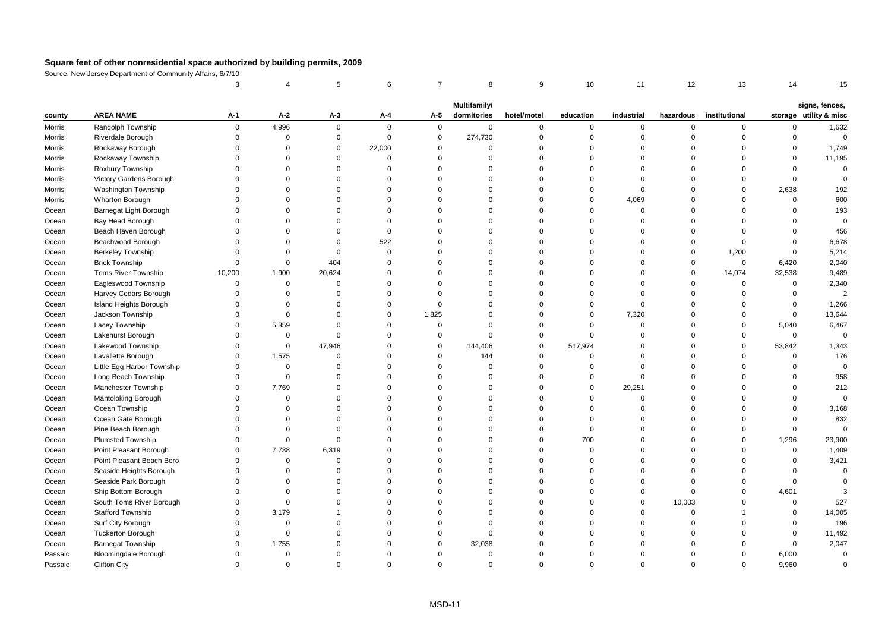# Square feet of other nonresidential space authorized by building permits, 2009

Source: New Jersey Department of Community Affairs, 6/7/10

| | | 3 | 4 | 5 | 6 | 7 | 8 | 9 | 10 | 11 | 12 | 13 | 14 | 15 |
|---|---|---|---|---|---|---|---|---|---|---|---|---|---|---|
| county | AREA NAME | A-1 | A-2 | A-3 | A-4 | A-5 | Multifamily/ dormitories | hotel/motel | education | industrial | hazardous | institutional | storage | signs, fences, utility & misc |
| Morris | Randolph Township | 0 | 4,996 | 0 | 0 | 0 | 0 | 0 | 0 | 0 | 0 | 0 | 0 | 1,632 |
| Morris | Riverdale Borough | 0 | 0 | 0 | 0 | 0 | 274,730 | 0 | 0 | 0 | 0 | 0 | 0 | 0 |
| Morris | Rockaway Borough | 0 | 0 | 0 | 22,000 | 0 | 0 | 0 | 0 | 0 | 0 | 0 | 0 | 1,749 |
| Morris | Rockaway Township | 0 | 0 | 0 | 0 | 0 | 0 | 0 | 0 | 0 | 0 | 0 | 0 | 11,195 |
| Morris | Roxbury Township | 0 | 0 | 0 | 0 | 0 | 0 | 0 | 0 | 0 | 0 | 0 | 0 | 0 |
| Morris | Victory Gardens Borough | 0 | 0 | 0 | 0 | 0 | 0 | 0 | 0 | 0 | 0 | 0 | 0 | 0 |
| Morris | Washington Township | 0 | 0 | 0 | 0 | 0 | 0 | 0 | 0 | 0 | 0 | 0 | 2,638 | 192 |
| Morris | Wharton Borough | 0 | 0 | 0 | 0 | 0 | 0 | 0 | 0 | 4,069 | 0 | 0 | 0 | 600 |
| Ocean | Barnegat Light Borough | 0 | 0 | 0 | 0 | 0 | 0 | 0 | 0 | 0 | 0 | 0 | 0 | 193 |
| Ocean | Bay Head Borough | 0 | 0 | 0 | 0 | 0 | 0 | 0 | 0 | 0 | 0 | 0 | 0 | 0 |
| Ocean | Beach Haven Borough | 0 | 0 | 0 | 0 | 0 | 0 | 0 | 0 | 0 | 0 | 0 | 0 | 456 |
| Ocean | Beachwood Borough | 0 | 0 | 0 | 522 | 0 | 0 | 0 | 0 | 0 | 0 | 0 | 0 | 6,678 |
| Ocean | Berkeley Township | 0 | 0 | 0 | 0 | 0 | 0 | 0 | 0 | 0 | 0 | 1,200 | 0 | 5,214 |
| Ocean | Brick Township | 0 | 0 | 404 | 0 | 0 | 0 | 0 | 0 | 0 | 0 | 0 | 6,420 | 2,040 |
| Ocean | Toms River Township | 10,200 | 1,900 | 20,624 | 0 | 0 | 0 | 0 | 0 | 0 | 0 | 14,074 | 32,538 | 9,489 |
| Ocean | Eagleswood Township | 0 | 0 | 0 | 0 | 0 | 0 | 0 | 0 | 0 | 0 | 0 | 0 | 2,340 |
| Ocean | Harvey Cedars Borough | 0 | 0 | 0 | 0 | 0 | 0 | 0 | 0 | 0 | 0 | 0 | 0 | 2 |
| Ocean | Island Heights Borough | 0 | 0 | 0 | 0 | 0 | 0 | 0 | 0 | 0 | 0 | 0 | 0 | 1,266 |
| Ocean | Jackson Township | 0 | 0 | 0 | 0 | 1,825 | 0 | 0 | 0 | 7,320 | 0 | 0 | 0 | 13,644 |
| Ocean | Lacey Township | 0 | 5,359 | 0 | 0 | 0 | 0 | 0 | 0 | 0 | 0 | 0 | 5,040 | 6,467 |
| Ocean | Lakehurst Borough | 0 | 0 | 0 | 0 | 0 | 0 | 0 | 0 | 0 | 0 | 0 | 0 | 0 |
| Ocean | Lakewood Township | 0 | 0 | 47,946 | 0 | 0 | 144,406 | 0 | 517,974 | 0 | 0 | 0 | 53,842 | 1,343 |
| Ocean | Lavallette Borough | 0 | 1,575 | 0 | 0 | 0 | 144 | 0 | 0 | 0 | 0 | 0 | 0 | 176 |
| Ocean | Little Egg Harbor Township | 0 | 0 | 0 | 0 | 0 | 0 | 0 | 0 | 0 | 0 | 0 | 0 | 0 |
| Ocean | Long Beach Township | 0 | 0 | 0 | 0 | 0 | 0 | 0 | 0 | 0 | 0 | 0 | 0 | 958 |
| Ocean | Manchester Township | 0 | 7,769 | 0 | 0 | 0 | 0 | 0 | 0 | 29,251 | 0 | 0 | 0 | 212 |
| Ocean | Mantoloking Borough | 0 | 0 | 0 | 0 | 0 | 0 | 0 | 0 | 0 | 0 | 0 | 0 | 0 |
| Ocean | Ocean Township | 0 | 0 | 0 | 0 | 0 | 0 | 0 | 0 | 0 | 0 | 0 | 0 | 3,168 |
| Ocean | Ocean Gate Borough | 0 | 0 | 0 | 0 | 0 | 0 | 0 | 0 | 0 | 0 | 0 | 0 | 832 |
| Ocean | Pine Beach Borough | 0 | 0 | 0 | 0 | 0 | 0 | 0 | 0 | 0 | 0 | 0 | 0 | 0 |
| Ocean | Plumsted Township | 0 | 0 | 0 | 0 | 0 | 0 | 0 | 700 | 0 | 0 | 0 | 1,296 | 23,900 |
| Ocean | Point Pleasant Borough | 0 | 7,738 | 6,319 | 0 | 0 | 0 | 0 | 0 | 0 | 0 | 0 | 0 | 1,409 |
| Ocean | Point Pleasant Beach Boro | 0 | 0 | 0 | 0 | 0 | 0 | 0 | 0 | 0 | 0 | 0 | 0 | 3,421 |
| Ocean | Seaside Heights Borough | 0 | 0 | 0 | 0 | 0 | 0 | 0 | 0 | 0 | 0 | 0 | 0 | 0 |
| Ocean | Seaside Park Borough | 0 | 0 | 0 | 0 | 0 | 0 | 0 | 0 | 0 | 0 | 0 | 0 | 0 |
| Ocean | Ship Bottom Borough | 0 | 0 | 0 | 0 | 0 | 0 | 0 | 0 | 0 | 0 | 0 | 4,601 | 3 |
| Ocean | South Toms River Borough | 0 | 0 | 0 | 0 | 0 | 0 | 0 | 0 | 0 | 10,003 | 0 | 0 | 527 |
| Ocean | Stafford Township | 0 | 3,179 | 1 | 0 | 0 | 0 | 0 | 0 | 0 | 0 | 1 | 0 | 14,005 |
| Ocean | Surf City Borough | 0 | 0 | 0 | 0 | 0 | 0 | 0 | 0 | 0 | 0 | 0 | 0 | 196 |
| Ocean | Tuckerton Borough | 0 | 0 | 0 | 0 | 0 | 0 | 0 | 0 | 0 | 0 | 0 | 0 | 11,492 |
| Ocean | Barnegat Township | 0 | 1,755 | 0 | 0 | 0 | 32,038 | 0 | 0 | 0 | 0 | 0 | 0 | 2,047 |
| Passaic | Bloomingdale Borough | 0 | 0 | 0 | 0 | 0 | 0 | 0 | 0 | 0 | 0 | 0 | 6,000 | 0 |
| Passaic | Clifton City | 0 | 0 | 0 | 0 | 0 | 0 | 0 | 0 | 0 | 0 | 0 | 9,960 | 0 |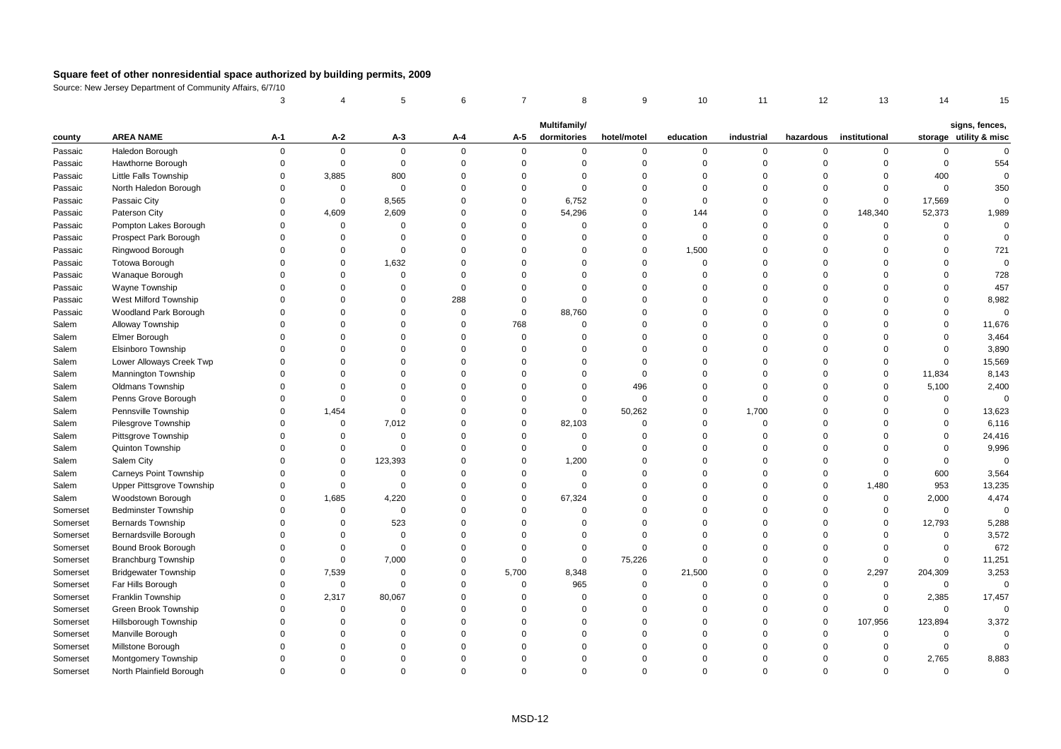# Square feet of other nonresidential space authorized by building permits, 2009

Source: New Jersey Department of Community Affairs, 6/7/10

| | | 3 | 4 | 5 | 6 | 7 | 8 | 9 | 10 | 11 | 12 | 13 | 14 | 15 |
|---|---|---|---|---|---|---|---|---|---|---|---|---|---|---|
| county | AREA NAME | A-1 | A-2 | A-3 | A-4 | A-5 | Multifamily/ dormitories | hotel/motel | education | industrial | hazardous | institutional | storage | signs, fences, utility & misc |
| Passaic | Haledon Borough | 0 | 0 | 0 | 0 | 0 | 0 | 0 | 0 | 0 | 0 | 0 | 0 | 0 |
| Passaic | Hawthorne Borough | 0 | 0 | 0 | 0 | 0 | 0 | 0 | 0 | 0 | 0 | 0 | 0 | 554 |
| Passaic | Little Falls Township | 0 | 3,885 | 800 | 0 | 0 | 0 | 0 | 0 | 0 | 0 | 0 | 400 | 0 |
| Passaic | North Haledon Borough | 0 | 0 | 0 | 0 | 0 | 0 | 0 | 0 | 0 | 0 | 0 | 0 | 350 |
| Passaic | Passaic City | 0 | 0 | 8,565 | 0 | 0 | 6,752 | 0 | 0 | 0 | 0 | 0 | 17,569 | 0 |
| Passaic | Paterson City | 0 | 4,609 | 2,609 | 0 | 0 | 54,296 | 0 | 144 | 0 | 0 | 148,340 | 52,373 | 1,989 |
| Passaic | Pompton Lakes Borough | 0 | 0 | 0 | 0 | 0 | 0 | 0 | 0 | 0 | 0 | 0 | 0 | 0 |
| Passaic | Prospect Park Borough | 0 | 0 | 0 | 0 | 0 | 0 | 0 | 0 | 0 | 0 | 0 | 0 | 0 |
| Passaic | Ringwood Borough | 0 | 0 | 0 | 0 | 0 | 0 | 0 | 1,500 | 0 | 0 | 0 | 0 | 721 |
| Passaic | Totowa Borough | 0 | 0 | 1,632 | 0 | 0 | 0 | 0 | 0 | 0 | 0 | 0 | 0 | 0 |
| Passaic | Wanaque Borough | 0 | 0 | 0 | 0 | 0 | 0 | 0 | 0 | 0 | 0 | 0 | 0 | 728 |
| Passaic | Wayne Township | 0 | 0 | 0 | 0 | 0 | 0 | 0 | 0 | 0 | 0 | 0 | 0 | 457 |
| Passaic | West Milford Township | 0 | 0 | 0 | 288 | 0 | 0 | 0 | 0 | 0 | 0 | 0 | 0 | 8,982 |
| Passaic | Woodland Park Borough | 0 | 0 | 0 | 0 | 0 | 88,760 | 0 | 0 | 0 | 0 | 0 | 0 | 0 |
| Salem | Alloway Township | 0 | 0 | 0 | 0 | 768 | 0 | 0 | 0 | 0 | 0 | 0 | 0 | 11,676 |
| Salem | Elmer Borough | 0 | 0 | 0 | 0 | 0 | 0 | 0 | 0 | 0 | 0 | 0 | 0 | 3,464 |
| Salem | Elsinboro Township | 0 | 0 | 0 | 0 | 0 | 0 | 0 | 0 | 0 | 0 | 0 | 0 | 3,890 |
| Salem | Lower Alloways Creek Twp | 0 | 0 | 0 | 0 | 0 | 0 | 0 | 0 | 0 | 0 | 0 | 0 | 15,569 |
| Salem | Mannington Township | 0 | 0 | 0 | 0 | 0 | 0 | 0 | 0 | 0 | 0 | 0 | 11,834 | 8,143 |
| Salem | Oldmans Township | 0 | 0 | 0 | 0 | 0 | 0 | 496 | 0 | 0 | 0 | 0 | 5,100 | 2,400 |
| Salem | Penns Grove Borough | 0 | 0 | 0 | 0 | 0 | 0 | 0 | 0 | 0 | 0 | 0 | 0 | 0 |
| Salem | Pennsville Township | 0 | 1,454 | 0 | 0 | 0 | 0 | 50,262 | 0 | 1,700 | 0 | 0 | 0 | 13,623 |
| Salem | Pilesgrove Township | 0 | 0 | 7,012 | 0 | 0 | 82,103 | 0 | 0 | 0 | 0 | 0 | 0 | 6,116 |
| Salem | Pittsgrove Township | 0 | 0 | 0 | 0 | 0 | 0 | 0 | 0 | 0 | 0 | 0 | 0 | 24,416 |
| Salem | Quinton Township | 0 | 0 | 0 | 0 | 0 | 0 | 0 | 0 | 0 | 0 | 0 | 0 | 9,996 |
| Salem | Salem City | 0 | 0 | 123,393 | 0 | 0 | 1,200 | 0 | 0 | 0 | 0 | 0 | 0 | 0 |
| Salem | Carneys Point Township | 0 | 0 | 0 | 0 | 0 | 0 | 0 | 0 | 0 | 0 | 0 | 600 | 3,564 |
| Salem | Upper Pittsgrove Township | 0 | 0 | 0 | 0 | 0 | 0 | 0 | 0 | 0 | 0 | 1,480 | 953 | 13,235 |
| Salem | Woodstown Borough | 0 | 1,685 | 4,220 | 0 | 0 | 67,324 | 0 | 0 | 0 | 0 | 0 | 2,000 | 4,474 |
| Somerset | Bedminster Township | 0 | 0 | 0 | 0 | 0 | 0 | 0 | 0 | 0 | 0 | 0 | 0 | 0 |
| Somerset | Bernards Township | 0 | 0 | 523 | 0 | 0 | 0 | 0 | 0 | 0 | 0 | 0 | 12,793 | 5,288 |
| Somerset | Bernardsville Borough | 0 | 0 | 0 | 0 | 0 | 0 | 0 | 0 | 0 | 0 | 0 | 0 | 3,572 |
| Somerset | Bound Brook Borough | 0 | 0 | 0 | 0 | 0 | 0 | 0 | 0 | 0 | 0 | 0 | 0 | 672 |
| Somerset | Branchburg Township | 0 | 0 | 7,000 | 0 | 0 | 0 | 75,226 | 0 | 0 | 0 | 0 | 0 | 11,251 |
| Somerset | Bridgewater Township | 0 | 7,539 | 0 | 0 | 5,700 | 8,348 | 0 | 21,500 | 0 | 0 | 2,297 | 204,309 | 3,253 |
| Somerset | Far Hills Borough | 0 | 0 | 0 | 0 | 0 | 965 | 0 | 0 | 0 | 0 | 0 | 0 | 0 |
| Somerset | Franklin Township | 0 | 2,317 | 80,067 | 0 | 0 | 0 | 0 | 0 | 0 | 0 | 0 | 2,385 | 17,457 |
| Somerset | Green Brook Township | 0 | 0 | 0 | 0 | 0 | 0 | 0 | 0 | 0 | 0 | 0 | 0 | 0 |
| Somerset | Hillsborough Township | 0 | 0 | 0 | 0 | 0 | 0 | 0 | 0 | 0 | 0 | 107,956 | 123,894 | 3,372 |
| Somerset | Manville Borough | 0 | 0 | 0 | 0 | 0 | 0 | 0 | 0 | 0 | 0 | 0 | 0 | 0 |
| Somerset | Millstone Borough | 0 | 0 | 0 | 0 | 0 | 0 | 0 | 0 | 0 | 0 | 0 | 0 | 0 |
| Somerset | Montgomery Township | 0 | 0 | 0 | 0 | 0 | 0 | 0 | 0 | 0 | 0 | 0 | 2,765 | 8,883 |
| Somerset | North Plainfield Borough | 0 | 0 | 0 | 0 | 0 | 0 | 0 | 0 | 0 | 0 | 0 | 0 | 0 |

MSD-12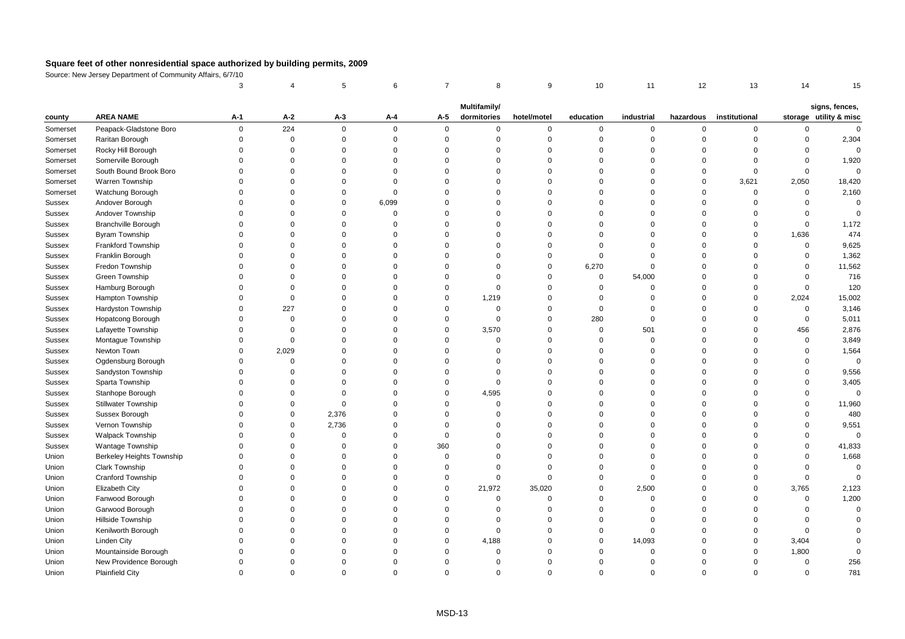## Square feet of other nonresidential space authorized by building permits, 2009

Source: New Jersey Department of Community Affairs, 6/7/10

| | | 3 | 4 | 5 | 6 | 7 | 8 | 9 | 10 | 11 | 12 | 13 | 14 | 15 |
|---|---|---|---|---|---|---|---|---|---|---|---|---|---|---|
| county | AREA NAME | A-1 | A-2 | A-3 | A-4 | A-5 | Multifamily/ dormitories | hotel/motel | education | industrial | hazardous | institutional | storage | signs, fences, utility & misc |
| Somerset | Peapack-Gladstone Boro | 0 | 224 | 0 | 0 | 0 | 0 | 0 | 0 | 0 | 0 | 0 | 0 | 0 |
| Somerset | Raritan Borough | 0 | 0 | 0 | 0 | 0 | 0 | 0 | 0 | 0 | 0 | 0 | 0 | 2,304 |
| Somerset | Rocky Hill Borough | 0 | 0 | 0 | 0 | 0 | 0 | 0 | 0 | 0 | 0 | 0 | 0 | 0 |
| Somerset | Somerville Borough | 0 | 0 | 0 | 0 | 0 | 0 | 0 | 0 | 0 | 0 | 0 | 0 | 1,920 |
| Somerset | South Bound Brook Boro | 0 | 0 | 0 | 0 | 0 | 0 | 0 | 0 | 0 | 0 | 0 | 0 | 0 |
| Somerset | Warren Township | 0 | 0 | 0 | 0 | 0 | 0 | 0 | 0 | 0 | 0 | 3,621 | 2,050 | 18,420 |
| Somerset | Watchung Borough | 0 | 0 | 0 | 0 | 0 | 0 | 0 | 0 | 0 | 0 | 0 | 0 | 2,160 |
| Sussex | Andover Borough | 0 | 0 | 0 | 6,099 | 0 | 0 | 0 | 0 | 0 | 0 | 0 | 0 | 0 |
| Sussex | Andover Township | 0 | 0 | 0 | 0 | 0 | 0 | 0 | 0 | 0 | 0 | 0 | 0 | 0 |
| Sussex | Branchville Borough | 0 | 0 | 0 | 0 | 0 | 0 | 0 | 0 | 0 | 0 | 0 | 0 | 1,172 |
| Sussex | Byram Township | 0 | 0 | 0 | 0 | 0 | 0 | 0 | 0 | 0 | 0 | 0 | 1,636 | 474 |
| Sussex | Frankford Township | 0 | 0 | 0 | 0 | 0 | 0 | 0 | 0 | 0 | 0 | 0 | 0 | 9,625 |
| Sussex | Franklin Borough | 0 | 0 | 0 | 0 | 0 | 0 | 0 | 0 | 0 | 0 | 0 | 0 | 1,362 |
| Sussex | Fredon Township | 0 | 0 | 0 | 0 | 0 | 0 | 0 | 6,270 | 0 | 0 | 0 | 0 | 11,562 |
| Sussex | Green Township | 0 | 0 | 0 | 0 | 0 | 0 | 0 | 0 | 54,000 | 0 | 0 | 0 | 716 |
| Sussex | Hamburg Borough | 0 | 0 | 0 | 0 | 0 | 0 | 0 | 0 | 0 | 0 | 0 | 0 | 120 |
| Sussex | Hampton Township | 0 | 0 | 0 | 0 | 0 | 1,219 | 0 | 0 | 0 | 0 | 0 | 2,024 | 15,002 |
| Sussex | Hardyston Township | 0 | 227 | 0 | 0 | 0 | 0 | 0 | 0 | 0 | 0 | 0 | 0 | 3,146 |
| Sussex | Hopatcong Borough | 0 | 0 | 0 | 0 | 0 | 0 | 0 | 280 | 0 | 0 | 0 | 0 | 5,011 |
| Sussex | Lafayette Township | 0 | 0 | 0 | 0 | 0 | 3,570 | 0 | 0 | 501 | 0 | 0 | 456 | 2,876 |
| Sussex | Montague Township | 0 | 0 | 0 | 0 | 0 | 0 | 0 | 0 | 0 | 0 | 0 | 0 | 3,849 |
| Sussex | Newton Town | 0 | 2,029 | 0 | 0 | 0 | 0 | 0 | 0 | 0 | 0 | 0 | 0 | 1,564 |
| Sussex | Ogdensburg Borough | 0 | 0 | 0 | 0 | 0 | 0 | 0 | 0 | 0 | 0 | 0 | 0 | 0 |
| Sussex | Sandyston Township | 0 | 0 | 0 | 0 | 0 | 0 | 0 | 0 | 0 | 0 | 0 | 0 | 9,556 |
| Sussex | Sparta Township | 0 | 0 | 0 | 0 | 0 | 0 | 0 | 0 | 0 | 0 | 0 | 0 | 3,405 |
| Sussex | Stanhope Borough | 0 | 0 | 0 | 0 | 0 | 4,595 | 0 | 0 | 0 | 0 | 0 | 0 | 0 |
| Sussex | Stillwater Township | 0 | 0 | 0 | 0 | 0 | 0 | 0 | 0 | 0 | 0 | 0 | 0 | 11,960 |
| Sussex | Sussex Borough | 0 | 0 | 2,376 | 0 | 0 | 0 | 0 | 0 | 0 | 0 | 0 | 0 | 480 |
| Sussex | Vernon Township | 0 | 0 | 2,736 | 0 | 0 | 0 | 0 | 0 | 0 | 0 | 0 | 0 | 9,551 |
| Sussex | Walpack Township | 0 | 0 | 0 | 0 | 0 | 0 | 0 | 0 | 0 | 0 | 0 | 0 | 0 |
| Sussex | Wantage Township | 0 | 0 | 0 | 0 | 360 | 0 | 0 | 0 | 0 | 0 | 0 | 0 | 41,833 |
| Union | Berkeley Heights Township | 0 | 0 | 0 | 0 | 0 | 0 | 0 | 0 | 0 | 0 | 0 | 0 | 1,668 |
| Union | Clark Township | 0 | 0 | 0 | 0 | 0 | 0 | 0 | 0 | 0 | 0 | 0 | 0 | 0 |
| Union | Cranford Township | 0 | 0 | 0 | 0 | 0 | 0 | 0 | 0 | 0 | 0 | 0 | 0 | 0 |
| Union | Elizabeth City | 0 | 0 | 0 | 0 | 0 | 21,972 | 35,020 | 0 | 2,500 | 0 | 0 | 3,765 | 2,123 |
| Union | Fanwood Borough | 0 | 0 | 0 | 0 | 0 | 0 | 0 | 0 | 0 | 0 | 0 | 0 | 1,200 |
| Union | Garwood Borough | 0 | 0 | 0 | 0 | 0 | 0 | 0 | 0 | 0 | 0 | 0 | 0 | 0 |
| Union | Hillside Township | 0 | 0 | 0 | 0 | 0 | 0 | 0 | 0 | 0 | 0 | 0 | 0 | 0 |
| Union | Kenilworth Borough | 0 | 0 | 0 | 0 | 0 | 0 | 0 | 0 | 0 | 0 | 0 | 0 | 0 |
| Union | Linden City | 0 | 0 | 0 | 0 | 0 | 4,188 | 0 | 0 | 14,093 | 0 | 0 | 3,404 | 0 |
| Union | Mountainside Borough | 0 | 0 | 0 | 0 | 0 | 0 | 0 | 0 | 0 | 0 | 0 | 1,800 | 0 |
| Union | New Providence Borough | 0 | 0 | 0 | 0 | 0 | 0 | 0 | 0 | 0 | 0 | 0 | 0 | 256 |
| Union | Plainfield City | 0 | 0 | 0 | 0 | 0 | 0 | 0 | 0 | 0 | 0 | 0 | 0 | 781 |

MSD-13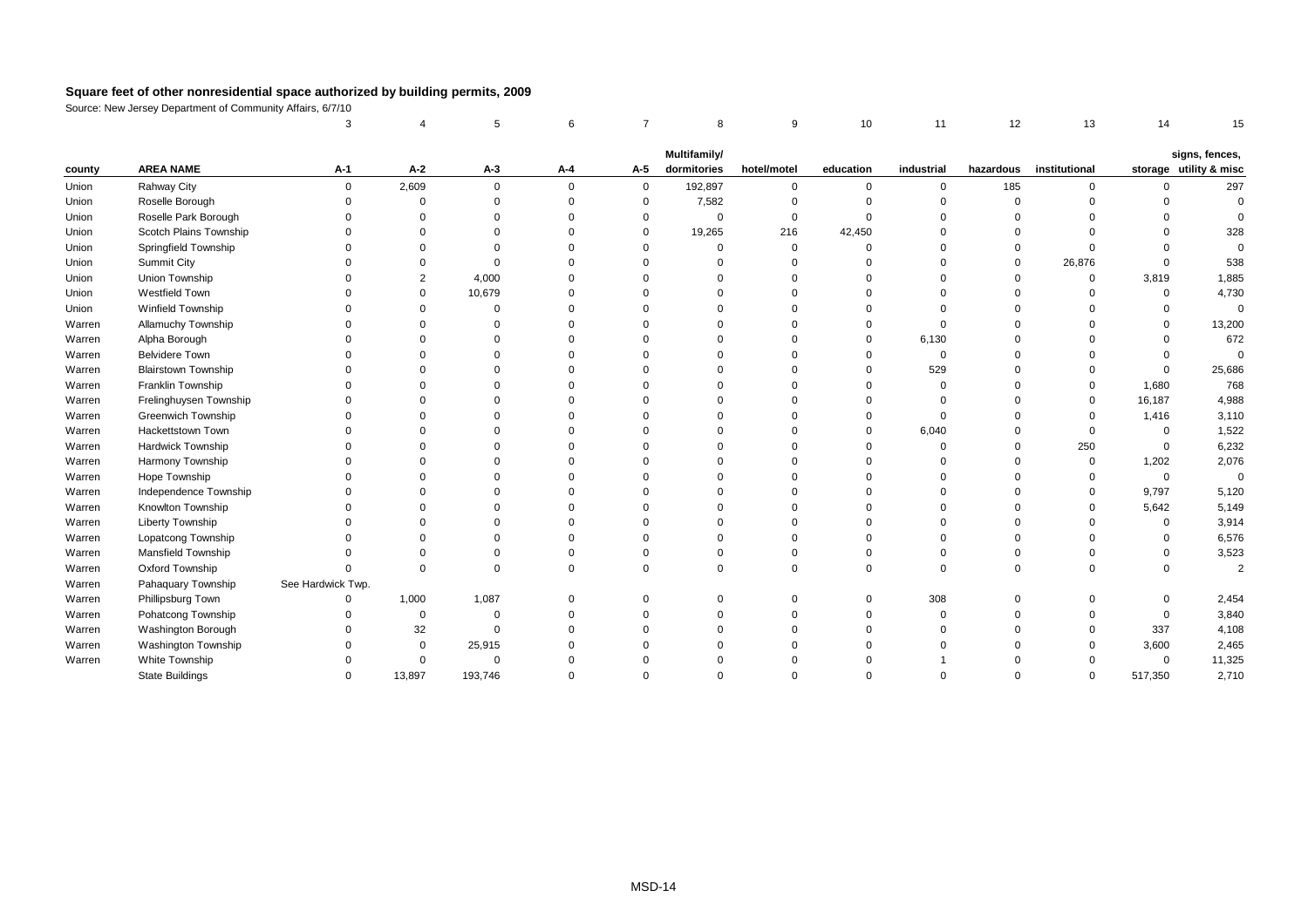# Square feet of other nonresidential space authorized by building permits, 2009

Source: New Jersey Department of Community Affairs, 6/7/10

| | | 3 | 4 | 5 | 6 | 7 | 8 | 9 | 10 | 11 | 12 | 13 | 14 | 15 |
|---|---|---|---|---|---|---|---|---|---|---|---|---|---|---|
| county | AREA NAME | A-1 | A-2 | A-3 | A-4 | A-5 | Multifamily/ dormitories | hotel/motel | education | industrial | hazardous | institutional | storage | signs, fences, utility & misc |
| Union | Rahway City | 0 | 2,609 | 0 | 0 | 0 | 192,897 | 0 | 0 | 0 | 185 | 0 | 0 | 297 |
| Union | Roselle Borough | 0 | 0 | 0 | 0 | 0 | 7,582 | 0 | 0 | 0 | 0 | 0 | 0 | 0 |
| Union | Roselle Park Borough | 0 | 0 | 0 | 0 | 0 | 0 | 0 | 0 | 0 | 0 | 0 | 0 | 0 |
| Union | Scotch Plains Township | 0 | 0 | 0 | 0 | 0 | 19,265 | 216 | 42,450 | 0 | 0 | 0 | 0 | 328 |
| Union | Springfield Township | 0 | 0 | 0 | 0 | 0 | 0 | 0 | 0 | 0 | 0 | 0 | 0 | 0 |
| Union | Summit City | 0 | 0 | 0 | 0 | 0 | 0 | 0 | 0 | 0 | 0 | 26,876 | 0 | 538 |
| Union | Union Township | 0 | 2 | 4,000 | 0 | 0 | 0 | 0 | 0 | 0 | 0 | 0 | 3,819 | 1,885 |
| Union | Westfield Town | 0 | 0 | 10,679 | 0 | 0 | 0 | 0 | 0 | 0 | 0 | 0 | 0 | 4,730 |
| Union | Winfield Township | 0 | 0 | 0 | 0 | 0 | 0 | 0 | 0 | 0 | 0 | 0 | 0 | 0 |
| Warren | Allamuchy Township | 0 | 0 | 0 | 0 | 0 | 0 | 0 | 0 | 0 | 0 | 0 | 0 | 13,200 |
| Warren | Alpha Borough | 0 | 0 | 0 | 0 | 0 | 0 | 0 | 0 | 6,130 | 0 | 0 | 0 | 672 |
| Warren | Belvidere Town | 0 | 0 | 0 | 0 | 0 | 0 | 0 | 0 | 0 | 0 | 0 | 0 | 0 |
| Warren | Blairstown Township | 0 | 0 | 0 | 0 | 0 | 0 | 0 | 0 | 529 | 0 | 0 | 0 | 25,686 |
| Warren | Franklin Township | 0 | 0 | 0 | 0 | 0 | 0 | 0 | 0 | 0 | 0 | 0 | 1,680 | 768 |
| Warren | Frelinghuysen Township | 0 | 0 | 0 | 0 | 0 | 0 | 0 | 0 | 0 | 0 | 0 | 16,187 | 4,988 |
| Warren | Greenwich Township | 0 | 0 | 0 | 0 | 0 | 0 | 0 | 0 | 0 | 0 | 0 | 1,416 | 3,110 |
| Warren | Hackettstown Town | 0 | 0 | 0 | 0 | 0 | 0 | 0 | 0 | 6,040 | 0 | 0 | 0 | 1,522 |
| Warren | Hardwick Township | 0 | 0 | 0 | 0 | 0 | 0 | 0 | 0 | 0 | 0 | 250 | 0 | 6,232 |
| Warren | Harmony Township | 0 | 0 | 0 | 0 | 0 | 0 | 0 | 0 | 0 | 0 | 0 | 1,202 | 2,076 |
| Warren | Hope Township | 0 | 0 | 0 | 0 | 0 | 0 | 0 | 0 | 0 | 0 | 0 | 0 | 0 |
| Warren | Independence Township | 0 | 0 | 0 | 0 | 0 | 0 | 0 | 0 | 0 | 0 | 0 | 9,797 | 5,120 |
| Warren | Knowlton Township | 0 | 0 | 0 | 0 | 0 | 0 | 0 | 0 | 0 | 0 | 0 | 5,642 | 5,149 |
| Warren | Liberty Township | 0 | 0 | 0 | 0 | 0 | 0 | 0 | 0 | 0 | 0 | 0 | 0 | 3,914 |
| Warren | Lopatcong Township | 0 | 0 | 0 | 0 | 0 | 0 | 0 | 0 | 0 | 0 | 0 | 0 | 6,576 |
| Warren | Mansfield Township | 0 | 0 | 0 | 0 | 0 | 0 | 0 | 0 | 0 | 0 | 0 | 0 | 3,523 |
| Warren | Oxford Township | 0 | 0 | 0 | 0 | 0 | 0 | 0 | 0 | 0 | 0 | 0 | 0 | 2 |
| Warren | Pahaquary Township | See Hardwick Twp. | | | | | | | | | | | | |
| Warren | Phillipsburg Town | 0 | 1,000 | 1,087 | 0 | 0 | 0 | 0 | 0 | 308 | 0 | 0 | 0 | 2,454 |
| Warren | Pohatcong Township | 0 | 0 | 0 | 0 | 0 | 0 | 0 | 0 | 0 | 0 | 0 | 0 | 3,840 |
| Warren | Washington Borough | 0 | 32 | 0 | 0 | 0 | 0 | 0 | 0 | 0 | 0 | 0 | 337 | 4,108 |
| Warren | Washington Township | 0 | 0 | 25,915 | 0 | 0 | 0 | 0 | 0 | 0 | 0 | 0 | 3,600 | 2,465 |
| Warren | White Township | 0 | 0 | 0 | 0 | 0 | 0 | 0 | 0 | 1 | 0 | 0 | 0 | 11,325 |
| | State Buildings | 0 | 13,897 | 193,746 | 0 | 0 | 0 | 0 | 0 | 0 | 0 | 0 | 517,350 | 2,710 |

MSD-14